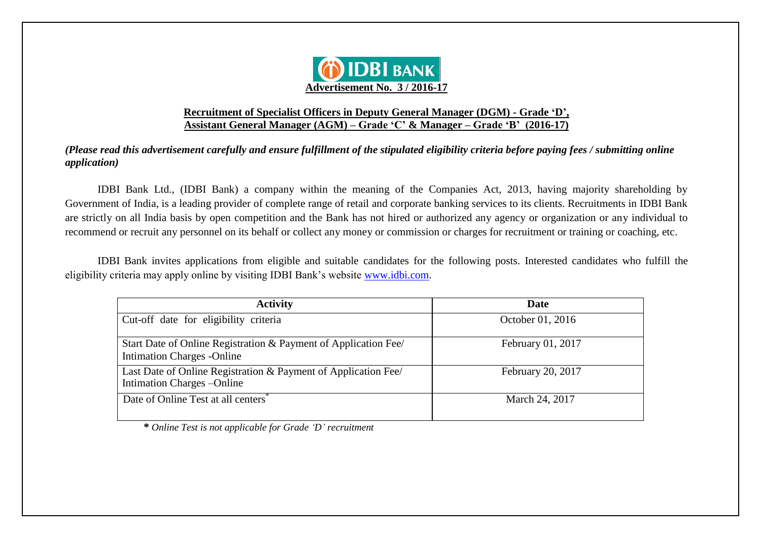IDBI BANK

**Advertisement No. 3 / 2016-17**

## Recruitment of Specialist Officers in Deputy General Manager (DGM) - Grade 'D', Assistant General Manager (AGM) – Grade 'C' & Manager – Grade 'B' (2016-17)

***(Please read this advertisement carefully and ensure fulfillment of the stipulated eligibility criteria before paying fees / submitting online application)***

IDBI Bank Ltd., (IDBI Bank) a company within the meaning of the Companies Act, 2013, having majority shareholding by Government of India, is a leading provider of complete range of retail and corporate banking services to its clients. Recruitments in IDBI Bank are strictly on all India basis by open competition and the Bank has not hired or authorized any agency or organization or any individual to recommend or recruit any personnel on its behalf or collect any money or commission or charges for recruitment or training or coaching, etc.

IDBI Bank invites applications from eligible and suitable candidates for the following posts. Interested candidates who fulfill the eligibility criteria may apply online by visiting IDBI Bank's website www.idbi.com.

| Activity | Date |
|---|---|
| Cut-off date for eligibility criteria | October 01, 2016 |
| Start Date of Online Registration & Payment of Application Fee/ Intimation Charges -Online | February 01, 2017 |
| Last Date of Online Registration & Payment of Application Fee/ Intimation Charges –Online | February 20, 2017 |
| Date of Online Test at all centers* | March 24, 2017 |

***\*** Online Test is not applicable for Grade 'D' recruitment*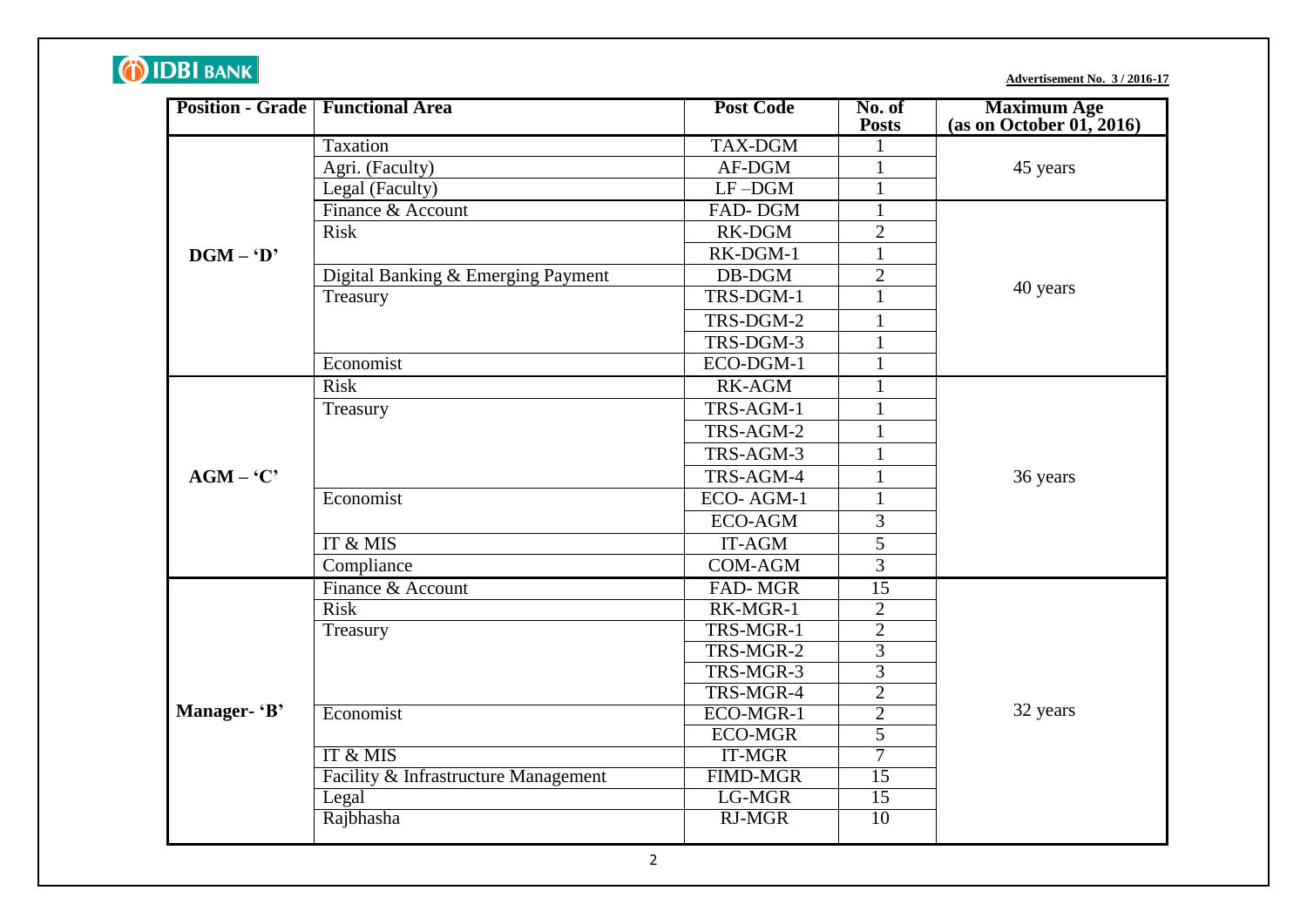**Advertisement No. 3 / 2016-17**

| Position - Grade | Functional Area | Post Code | No. of Posts | Maximum Age (as on October 01, 2016) |
|---|---|---|---|---|
| DGM – 'D' | Taxation | TAX-DGM | 1 | 45 years |
| | Agri. (Faculty) | AF-DGM | 1 | |
| | Legal (Faculty) | LF –DGM | 1 | |
| | Finance & Account | FAD- DGM | 1 | 40 years |
| | Risk | RK-DGM | 2 | |
| | | RK-DGM-1 | 1 | |
| | Digital Banking & Emerging Payment | DB-DGM | 2 | |
| | Treasury | TRS-DGM-1 | 1 | |
| | | TRS-DGM-2 | 1 | |
| | | TRS-DGM-3 | 1 | |
| | Economist | ECO-DGM-1 | 1 | |
| AGM – 'C' | Risk | RK-AGM | 1 | 36 years |
| | Treasury | TRS-AGM-1 | 1 | |
| | | TRS-AGM-2 | 1 | |
| | | TRS-AGM-3 | 1 | |
| | | TRS-AGM-4 | 1 | |
| | Economist | ECO- AGM-1 | 1 | |
| | | ECO-AGM | 3 | |
| | IT & MIS | IT-AGM | 5 | |
| | Compliance | COM-AGM | 3 | |
| Manager- 'B' | Finance & Account | FAD- MGR | 15 | 32 years |
| | Risk | RK-MGR-1 | 2 | |
| | Treasury | TRS-MGR-1 | 2 | |
| | | TRS-MGR-2 | 3 | |
| | | TRS-MGR-3 | 3 | |
| | | TRS-MGR-4 | 2 | |
| | Economist | ECO-MGR-1 | 2 | |
| | | ECO-MGR | 5 | |
| | IT & MIS | IT-MGR | 7 | |
| | Facility & Infrastructure Management | FIMD-MGR | 15 | |
| | Legal | LG-MGR | 15 | |
| | Rajbhasha | RJ-MGR | 10 | |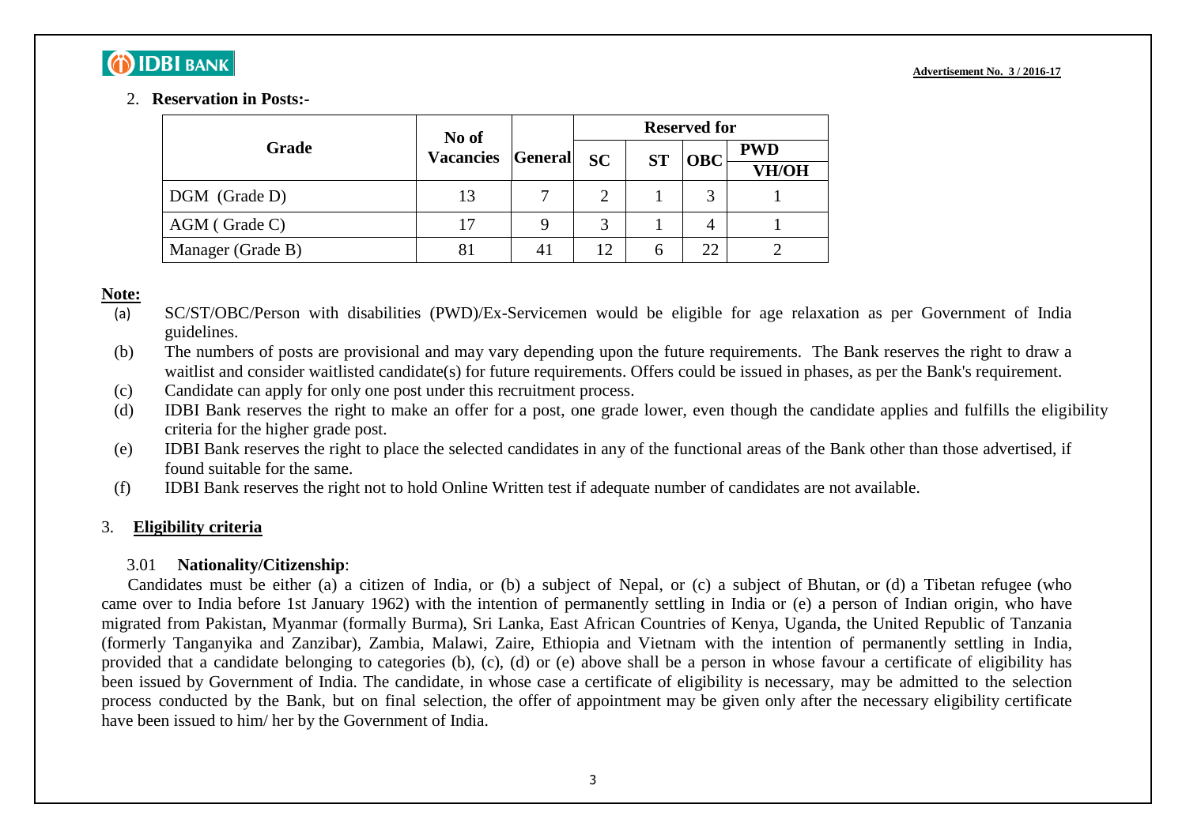2. **Reservation in Posts:-**

| Grade | No of Vacancies | General | Reserved for | | | |
|---|---|---|---|---|---|---|
| | | | SC | ST | OBC | PWD VH/OH |
| DGM (Grade D) | 13 | 7 | 2 | 1 | 3 | 1 |
| AGM ( Grade C) | 17 | 9 | 3 | 1 | 4 | 1 |
| Manager (Grade B) | 81 | 41 | 12 | 6 | 22 | 2 |

**Note:**

(a) SC/ST/OBC/Person with disabilities (PWD)/Ex-Servicemen would be eligible for age relaxation as per Government of India guidelines.

(b) The numbers of posts are provisional and may vary depending upon the future requirements. The Bank reserves the right to draw a waitlist and consider waitlisted candidate(s) for future requirements. Offers could be issued in phases, as per the Bank's requirement.

(c) Candidate can apply for only one post under this recruitment process.

(d) IDBI Bank reserves the right to make an offer for a post, one grade lower, even though the candidate applies and fulfills the eligibility criteria for the higher grade post.

(e) IDBI Bank reserves the right to place the selected candidates in any of the functional areas of the Bank other than those advertised, if found suitable for the same.

(f) IDBI Bank reserves the right not to hold Online Written test if adequate number of candidates are not available.

## 3. Eligibility criteria

### 3.01 Nationality/Citizenship:

Candidates must be either (a) a citizen of India, or (b) a subject of Nepal, or (c) a subject of Bhutan, or (d) a Tibetan refugee (who came over to India before 1st January 1962) with the intention of permanently settling in India or (e) a person of Indian origin, who have migrated from Pakistan, Myanmar (formally Burma), Sri Lanka, East African Countries of Kenya, Uganda, the United Republic of Tanzania (formerly Tanganyika and Zanzibar), Zambia, Malawi, Zaire, Ethiopia and Vietnam with the intention of permanently settling in India, provided that a candidate belonging to categories (b), (c), (d) or (e) above shall be a person in whose favour a certificate of eligibility has been issued by Government of India. The candidate, in whose case a certificate of eligibility is necessary, may be admitted to the selection process conducted by the Bank, but on final selection, the offer of appointment may be given only after the necessary eligibility certificate have been issued to him/ her by the Government of India.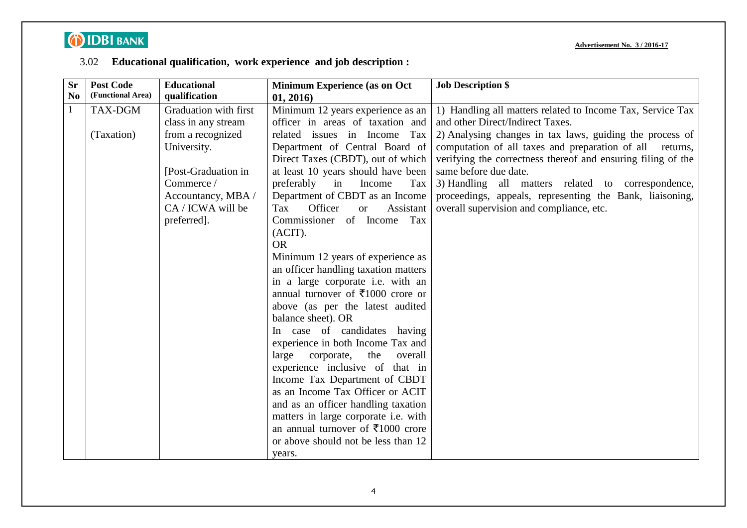### 3.02 Educational qualification, work experience and job description :

| Sr No | Post Code (Functional Area) | Educational qualification | Minimum Experience (as on Oct 01, 2016) | Job Description $ |
|---|---|---|---|---|
| 1 | TAX-DGM<br><br>(Taxation) | Graduation with first class in any stream from a recognized University.<br><br>[Post-Graduation in Commerce / Accountancy, MBA / CA / ICWA will be preferred]. | Minimum 12 years experience as an officer in areas of taxation and related issues in Income Tax Department of Central Board of Direct Taxes (CBDT), out of which at least 10 years should have been preferably in Income Tax Department of CBDT as an Income Tax Officer or Assistant Commissioner of Income Tax (ACIT).<br>OR<br>Minimum 12 years of experience as an officer handling taxation matters in a large corporate i.e. with an annual turnover of ₹1000 crore or above (as per the latest audited balance sheet). OR<br>In case of candidates having experience in both Income Tax and large corporate, the overall experience inclusive of that in Income Tax Department of CBDT as an Income Tax Officer or ACIT and as an officer handling taxation matters in large corporate i.e. with an annual turnover of ₹1000 crore or above should not be less than 12 years. | 1) Handling all matters related to Income Tax, Service Tax and other Direct/Indirect Taxes.<br>2) Analysing changes in tax laws, guiding the process of computation of all taxes and preparation of all returns, verifying the correctness thereof and ensuring filing of the same before due date.<br>3) Handling all matters related to correspondence, proceedings, appeals, representing the Bank, liaisoning, overall supervision and compliance, etc. |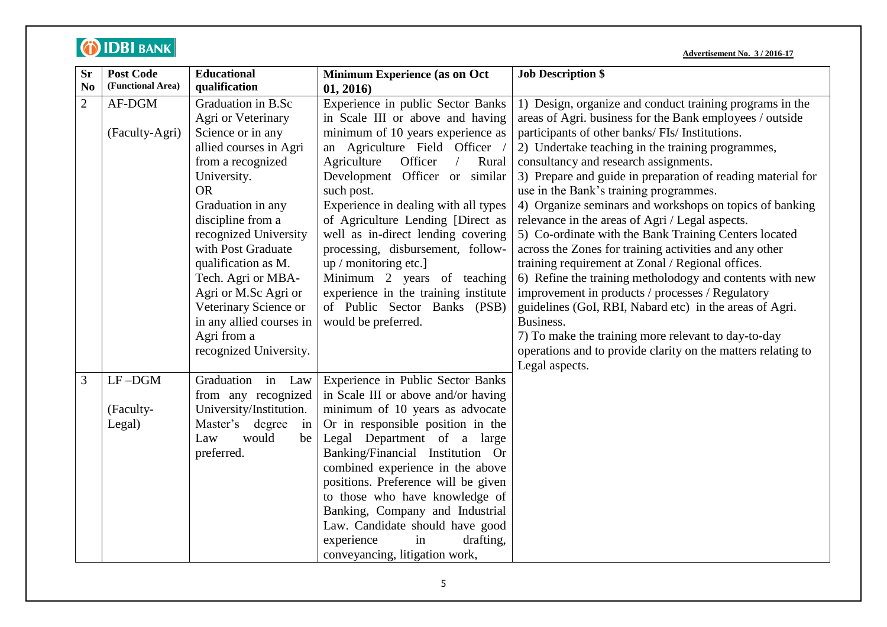Advertisement No. 3 / 2016-17

| Sr No | Post Code (Functional Area) | Educational qualification | Minimum Experience (as on Oct 01, 2016) | Job Description $ |
|---|---|---|---|---|
| 2 | AF-DGM<br><br>(Faculty-Agri) | Graduation in B.Sc Agri or Veterinary Science or in any allied courses in Agri from a recognized University.<br>OR<br>Graduation in any discipline from a recognized University with Post Graduate qualification as M. Tech. Agri or MBA-Agri or M.Sc Agri or Veterinary Science or in any allied courses in Agri from a recognized University. | Experience in public Sector Banks in Scale III or above and having minimum of 10 years experience as an Agriculture Field Officer / Agriculture Officer / Rural Development Officer or similar such post.<br>Experience in dealing with all types of Agriculture Lending [Direct as well as in-direct lending covering processing, disbursement, follow-up / monitoring etc.]<br>Minimum 2 years of teaching experience in the training institute of Public Sector Banks (PSB) would be preferred. | 1) Design, organize and conduct training programs in the areas of Agri. business for the Bank employees / outside participants of other banks/ FIs/ Institutions.<br>2) Undertake teaching in the training programmes, consultancy and research assignments.<br>3) Prepare and guide in preparation of reading material for use in the Bank's training programmes.<br>4) Organize seminars and workshops on topics of banking relevance in the areas of Agri / Legal aspects.<br>5) Co-ordinate with the Bank Training Centers located across the Zones for training activities and any other training requirement at Zonal / Regional offices.<br>6) Refine the training metholodogy and contents with new improvement in products / processes / Regulatory guidelines (GoI, RBI, Nabard etc) in the areas of Agri. Business.<br>7) To make the training more relevant to day-to-day operations and to provide clarity on the matters relating to Legal aspects. |
| 3 | LF –DGM<br><br>(Faculty-Legal) | Graduation in Law from any recognized University/Institution. Master's degree in Law would be preferred. | Experience in Public Sector Banks in Scale III or above and/or having minimum of 10 years as advocate Or in responsible position in the Legal Department of a large Banking/Financial Institution Or combined experience in the above positions. Preference will be given to those who have knowledge of Banking, Company and Industrial Law. Candidate should have good experience in drafting, conveyancing, litigation work, | |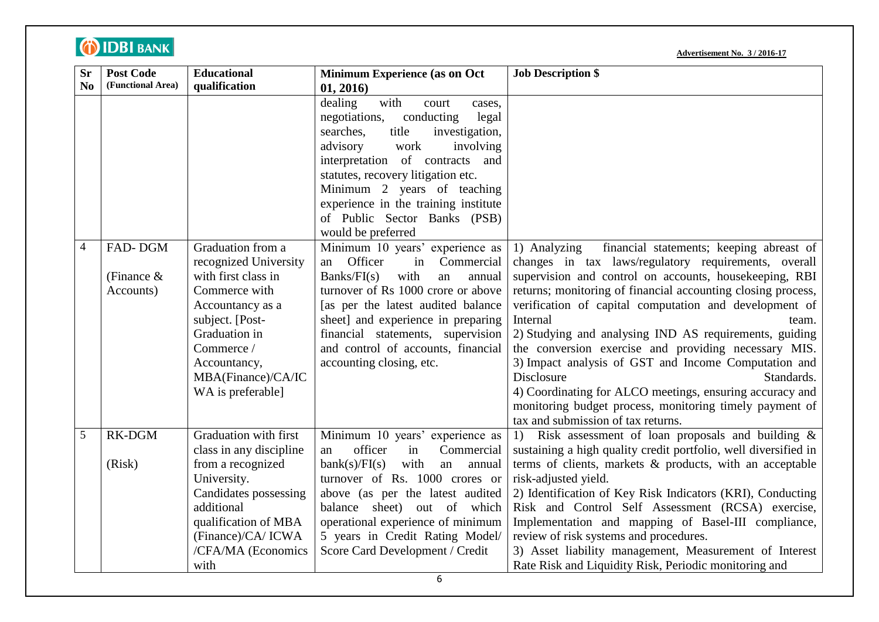**Advertisement No. 3 / 2016-17**

| Sr No | Post Code (Functional Area) | Educational qualification | Minimum Experience (as on Oct 01, 2016) | Job Description $ |
|---|---|---|---|---|
| | | | dealing with court cases, negotiations, conducting legal searches, title investigation, advisory work involving interpretation of contracts and statutes, recovery litigation etc. Minimum 2 years of teaching experience in the training institute of Public Sector Banks (PSB) would be preferred | |
| 4 | FAD- DGM (Finance & Accounts) | Graduation from a recognized University with first class in Commerce with Accountancy as a subject. [Post-Graduation in Commerce / Accountancy, MBA(Finance)/CA/ICWA is preferable] | Minimum 10 years' experience as an Officer in Commercial Banks/FI(s) with an annual turnover of Rs 1000 crore or above [as per the latest audited balance sheet] and experience in preparing financial statements, supervision and control of accounts, financial accounting closing, etc. | 1) Analyzing financial statements; keeping abreast of changes in tax laws/regulatory requirements, overall supervision and control on accounts, housekeeping, RBI returns; monitoring of financial accounting closing process, verification of capital computation and development of Internal team. 2) Studying and analysing IND AS requirements, guiding the conversion exercise and providing necessary MIS. 3) Impact analysis of GST and Income Computation and Disclosure Standards. 4) Coordinating for ALCO meetings, ensuring accuracy and monitoring budget process, monitoring timely payment of tax and submission of tax returns. |
| 5 | RK-DGM (Risk) | Graduation with first class in any discipline from a recognized University. Candidates possessing additional qualification of MBA (Finance)/CA/ ICWA /CFA/MA (Economics with | Minimum 10 years' experience as an officer in Commercial bank(s)/FI(s) with an annual turnover of Rs. 1000 crores or above (as per the latest audited balance sheet) out of which operational experience of minimum 5 years in Credit Rating Model/ Score Card Development / Credit | 1) Risk assessment of loan proposals and building & sustaining a high quality credit portfolio, well diversified in terms of clients, markets & products, with an acceptable risk-adjusted yield. 2) Identification of Key Risk Indicators (KRI), Conducting Risk and Control Self Assessment (RCSA) exercise, Implementation and mapping of Basel-III compliance, review of risk systems and procedures. 3) Asset liability management, Measurement of Interest Rate Risk and Liquidity Risk, Periodic monitoring and |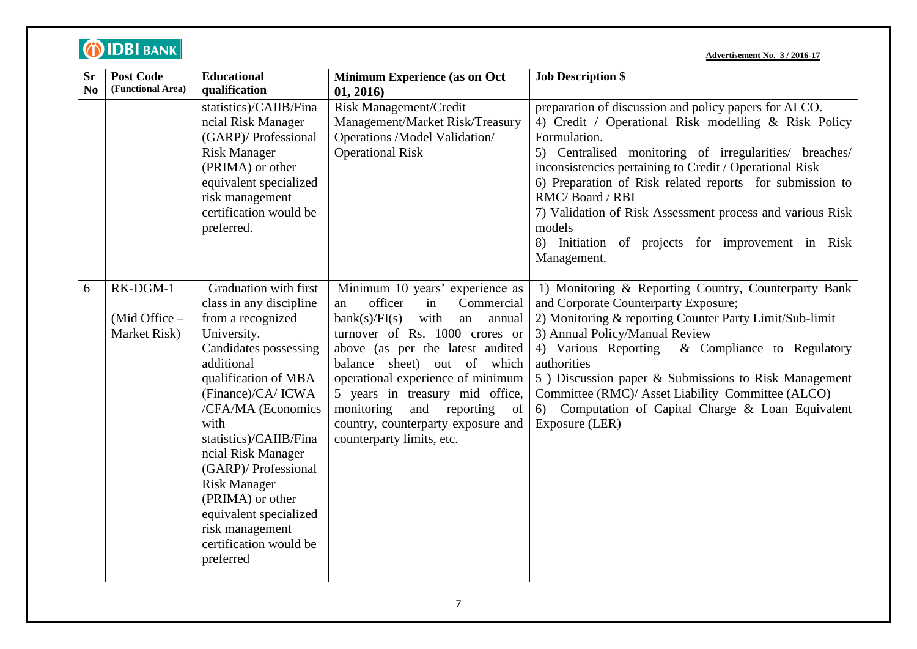| Sr No | Post Code (Functional Area) | Educational qualification | Minimum Experience (as on Oct 01, 2016) | Job Description $ |
|---|---|---|---|---|
| | | statistics)/CAIIB/Financial Risk Manager (GARP)/ Professional Risk Manager (PRIMA) or other equivalent specialized risk management certification would be preferred. | Risk Management/Credit Management/Market Risk/Treasury Operations /Model Validation/ Operational Risk | preparation of discussion and policy papers for ALCO.<br>4) Credit / Operational Risk modelling & Risk Policy Formulation.<br>5) Centralised monitoring of irregularities/ breaches/ inconsistencies pertaining to Credit / Operational Risk<br>6) Preparation of Risk related reports for submission to RMC/ Board / RBI<br>7) Validation of Risk Assessment process and various Risk models<br>8) Initiation of projects for improvement in Risk Management. |
| 6 | RK-DGM-1<br><br>(Mid Office – Market Risk) | Graduation with first class in any discipline from a recognized University.<br>Candidates possessing additional qualification of MBA (Finance)/CA/ ICWA /CFA/MA (Economics with statistics)/CAIIB/Financial Risk Manager (GARP)/ Professional Risk Manager (PRIMA) or other equivalent specialized risk management certification would be preferred | Minimum 10 years' experience as an officer in Commercial bank(s)/FI(s) with an annual turnover of Rs. 1000 crores or above (as per the latest audited balance sheet) out of which operational experience of minimum 5 years in treasury mid office, monitoring and reporting of country, counterparty exposure and counterparty limits, etc. | 1) Monitoring & Reporting Country, Counterparty Bank and Corporate Counterparty Exposure;<br>2) Monitoring & reporting Counter Party Limit/Sub-limit<br>3) Annual Policy/Manual Review<br>4) Various Reporting & Compliance to Regulatory authorities<br>5 ) Discussion paper & Submissions to Risk Management Committee (RMC)/ Asset Liability Committee (ALCO)<br>6) Computation of Capital Charge & Loan Equivalent Exposure (LER) |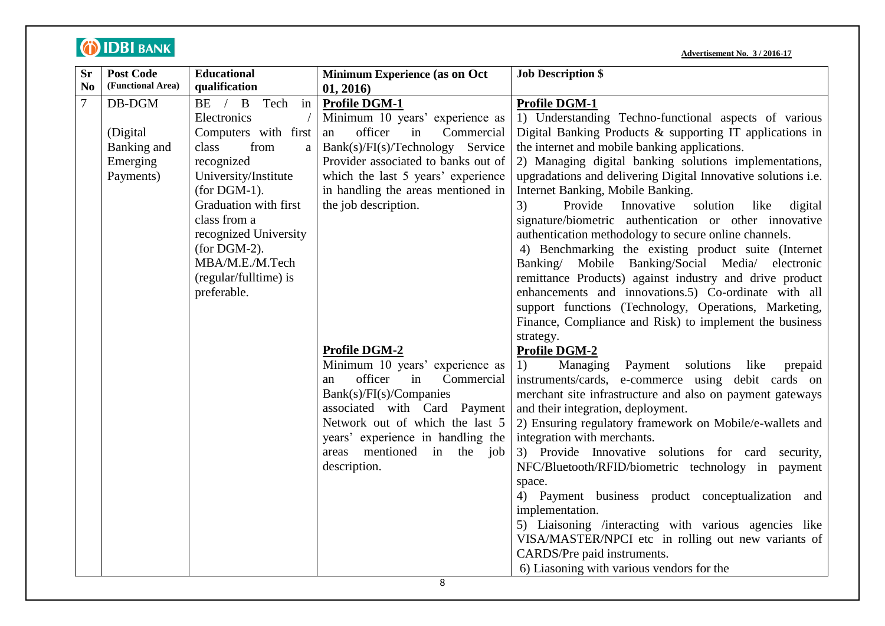**Advertisement No. 3 / 2016-17**

| Sr No | Post Code (Functional Area) | Educational qualification | Minimum Experience (as on Oct 01, 2016) | Job Description $ |
|---|---|---|---|---|
| 7 | DB-DGM<br><br>(Digital Banking and Emerging Payments) | BE / B Tech in Electronics / Computers with first class from a recognized University/Institute (for DGM-1).<br>Graduation with first class from a recognized University (for DGM-2).<br>MBA/M.E./M.Tech (regular/fulltime) is preferable. | **Profile DGM-1**<br>Minimum 10 years' experience as an officer in Commercial Bank(s)/FI(s)/Technology Service Provider associated to banks out of which the last 5 years' experience in handling the areas mentioned in the job description. | **Profile DGM-1**<br>1) Understanding Techno-functional aspects of various Digital Banking Products & supporting IT applications in the internet and mobile banking applications.<br>2) Managing digital banking solutions implementations, upgradations and delivering Digital Innovative solutions i.e. Internet Banking, Mobile Banking.<br>3) Provide Innovative solution like digital signature/biometric authentication or other innovative authentication methodology to secure online channels.<br>4) Benchmarking the existing product suite (Internet Banking/ Mobile Banking/Social Media/ electronic remittance Products) against industry and drive product enhancements and innovations.5) Co-ordinate with all support functions (Technology, Operations, Marketing, Finance, Compliance and Risk) to implement the business strategy. |
| | | | **Profile DGM-2**<br>Minimum 10 years' experience as an officer in Commercial Bank(s)/FI(s)/Companies associated with Card Payment Network out of which the last 5 years' experience in handling the areas mentioned in the job description. | **Profile DGM-2**<br>1) Managing Payment solutions like prepaid instruments/cards, e-commerce using debit cards on merchant site infrastructure and also on payment gateways and their integration, deployment.<br>2) Ensuring regulatory framework on Mobile/e-wallets and integration with merchants.<br>3) Provide Innovative solutions for card security, NFC/Bluetooth/RFID/biometric technology in payment space.<br>4) Payment business product conceptualization and implementation.<br>5) Liaisoning /interacting with various agencies like VISA/MASTER/NPCI etc in rolling out new variants of CARDS/Pre paid instruments.<br>6) Liasoning with various vendors for the |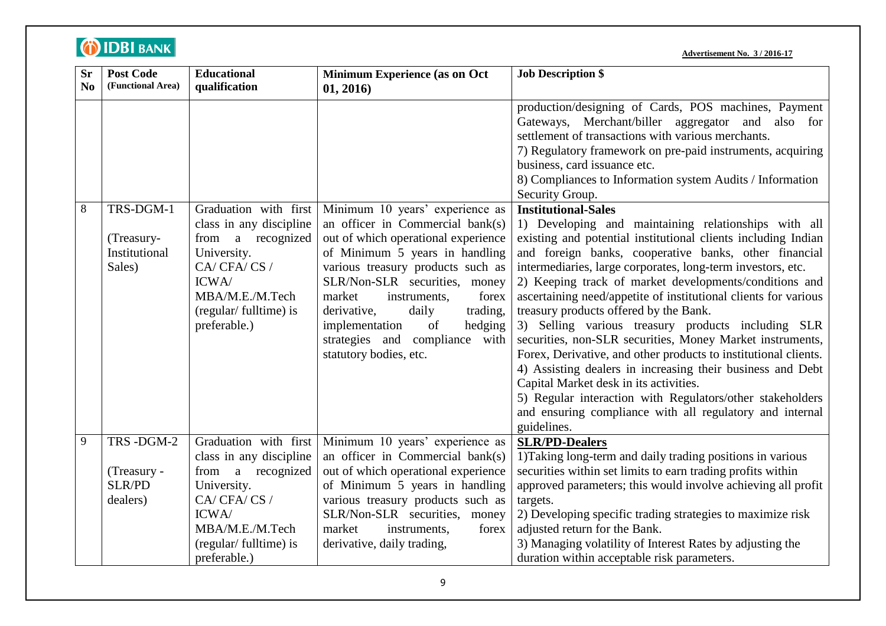**Advertisement No. 3 / 2016-17**

| Sr No | Post Code (Functional Area) | Educational qualification | Minimum Experience (as on Oct 01, 2016) | Job Description $ |
|---|---|---|---|---|
| | | | | production/designing of Cards, POS machines, Payment Gateways, Merchant/biller aggregator and also for settlement of transactions with various merchants.<br>7) Regulatory framework on pre-paid instruments, acquiring business, card issuance etc.<br>8) Compliances to Information system Audits / Information Security Group. |
| 8 | TRS-DGM-1<br><br>(Treasury-Institutional Sales) | Graduation with first class in any discipline from a recognized University.<br>CA/ CFA/ CS / ICWA/ MBA/M.E./M.Tech (regular/ fulltime) is preferable.) | Minimum 10 years' experience as an officer in Commercial bank(s) out of which operational experience of Minimum 5 years in handling various treasury products such as SLR/Non-SLR securities, money market instruments, forex derivative, daily trading, implementation of hedging strategies and compliance with statutory bodies, etc. | **Institutional-Sales**<br>1) Developing and maintaining relationships with all existing and potential institutional clients including Indian and foreign banks, cooperative banks, other financial intermediaries, large corporates, long-term investors, etc.<br>2) Keeping track of market developments/conditions and ascertaining need/appetite of institutional clients for various treasury products offered by the Bank.<br>3) Selling various treasury products including SLR securities, non-SLR securities, Money Market instruments, Forex, Derivative, and other products to institutional clients.<br>4) Assisting dealers in increasing their business and Debt Capital Market desk in its activities.<br>5) Regular interaction with Regulators/other stakeholders and ensuring compliance with all regulatory and internal guidelines. |
| 9 | TRS -DGM-2<br><br>(Treasury - SLR/PD dealers) | Graduation with first class in any discipline from a recognized University.<br>CA/ CFA/ CS / ICWA/ MBA/M.E./M.Tech (regular/ fulltime) is preferable.) | Minimum 10 years' experience as an officer in Commercial bank(s) out of which operational experience of Minimum 5 years in handling various treasury products such as SLR/Non-SLR securities, money market instruments, forex derivative, daily trading, | **SLR/PD-Dealers**<br>1)Taking long-term and daily trading positions in various securities within set limits to earn trading profits within approved parameters; this would involve achieving all profit targets.<br>2) Developing specific trading strategies to maximize risk adjusted return for the Bank.<br>3) Managing volatility of Interest Rates by adjusting the duration within acceptable risk parameters. |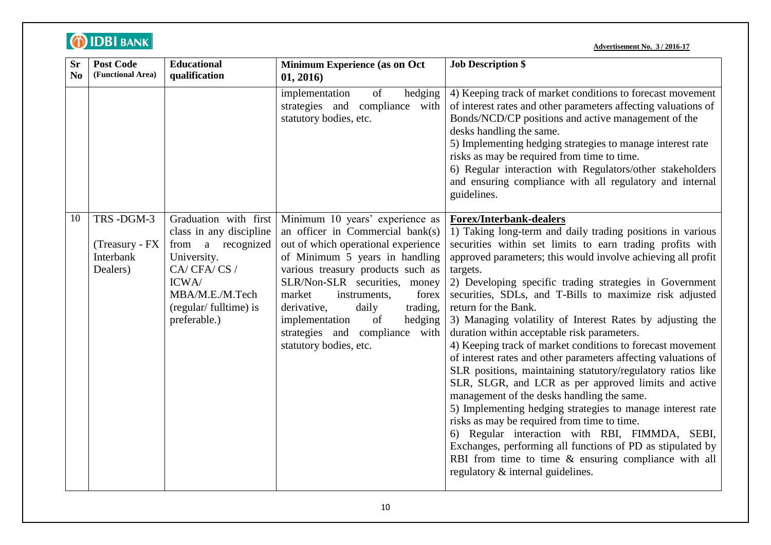**Advertisement No. 3 / 2016-17**

| Sr No | Post Code (Functional Area) | Educational qualification | Minimum Experience (as on Oct 01, 2016) | Job Description $ |
|---|---|---|---|---|
| | | | implementation of hedging strategies and compliance with statutory bodies, etc. | 4) Keeping track of market conditions to forecast movement of interest rates and other parameters affecting valuations of Bonds/NCD/CP positions and active management of the desks handling the same.<br>5) Implementing hedging strategies to manage interest rate risks as may be required from time to time.<br>6) Regular interaction with Regulators/other stakeholders and ensuring compliance with all regulatory and internal guidelines. |
| 10 | TRS -DGM-3<br><br>(Treasury - FX Interbank Dealers) | Graduation with first class in any discipline from a recognized University.<br>CA/ CFA/ CS / ICWA/ MBA/M.E./M.Tech (regular/ fulltime) is preferable.) | Minimum 10 years' experience as an officer in Commercial bank(s) out of which operational experience of Minimum 5 years in handling various treasury products such as SLR/Non-SLR securities, money market instruments, forex derivative, daily trading, implementation of hedging strategies and compliance with statutory bodies, etc. | **Forex/Interbank-dealers**<br>1) Taking long-term and daily trading positions in various securities within set limits to earn trading profits with approved parameters; this would involve achieving all profit targets.<br>2) Developing specific trading strategies in Government securities, SDLs, and T-Bills to maximize risk adjusted return for the Bank.<br>3) Managing volatility of Interest Rates by adjusting the duration within acceptable risk parameters.<br>4) Keeping track of market conditions to forecast movement of interest rates and other parameters affecting valuations of SLR positions, maintaining statutory/regulatory ratios like SLR, SLGR, and LCR as per approved limits and active management of the desks handling the same.<br>5) Implementing hedging strategies to manage interest rate risks as may be required from time to time.<br>6) Regular interaction with RBI, FIMMDA, SEBI, Exchanges, performing all functions of PD as stipulated by RBI from time to time & ensuring compliance with all regulatory & internal guidelines. |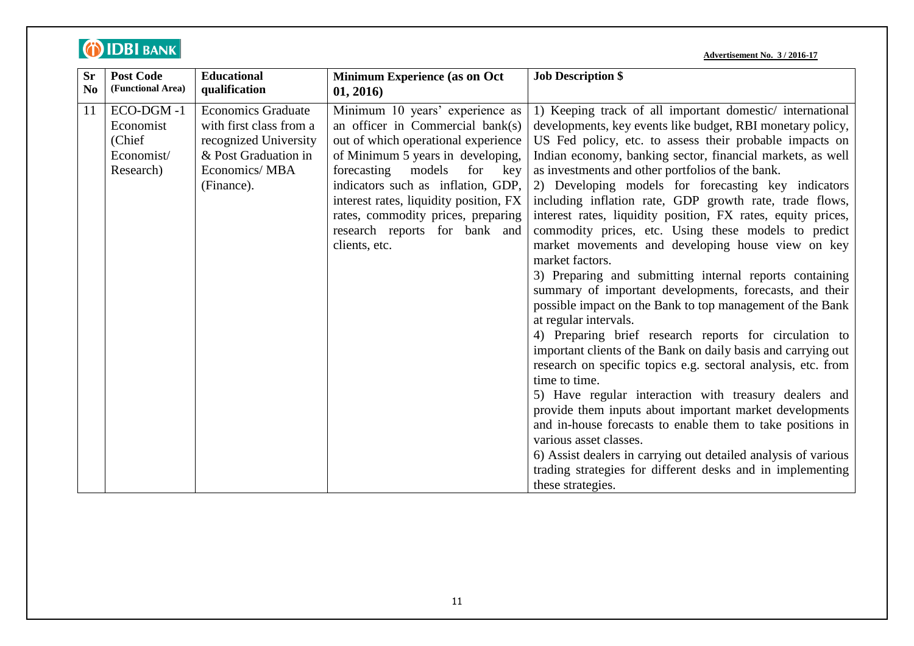**Advertisement No. 3 / 2016-17**

| Sr No | Post Code (Functional Area) | Educational qualification | Minimum Experience (as on Oct 01, 2016) | Job Description $ |
|---|---|---|---|---|
| 11 | ECO-DGM -1 Economist (Chief Economist/ Research) | Economics Graduate with first class from a recognized University & Post Graduation in Economics/ MBA (Finance). | Minimum 10 years' experience as an officer in Commercial bank(s) out of which operational experience of Minimum 5 years in developing, forecasting models for key indicators such as inflation, GDP, interest rates, liquidity position, FX rates, commodity prices, preparing research reports for bank and clients, etc. | 1) Keeping track of all important domestic/ international developments, key events like budget, RBI monetary policy, US Fed policy, etc. to assess their probable impacts on Indian economy, banking sector, financial markets, as well as investments and other portfolios of the bank.<br>2) Developing models for forecasting key indicators including inflation rate, GDP growth rate, trade flows, interest rates, liquidity position, FX rates, equity prices, commodity prices, etc. Using these models to predict market movements and developing house view on key market factors.<br>3) Preparing and submitting internal reports containing summary of important developments, forecasts, and their possible impact on the Bank to top management of the Bank at regular intervals.<br>4) Preparing brief research reports for circulation to important clients of the Bank on daily basis and carrying out research on specific topics e.g. sectoral analysis, etc. from time to time.<br>5) Have regular interaction with treasury dealers and provide them inputs about important market developments and in-house forecasts to enable them to take positions in various asset classes.<br>6) Assist dealers in carrying out detailed analysis of various trading strategies for different desks and in implementing these strategies. |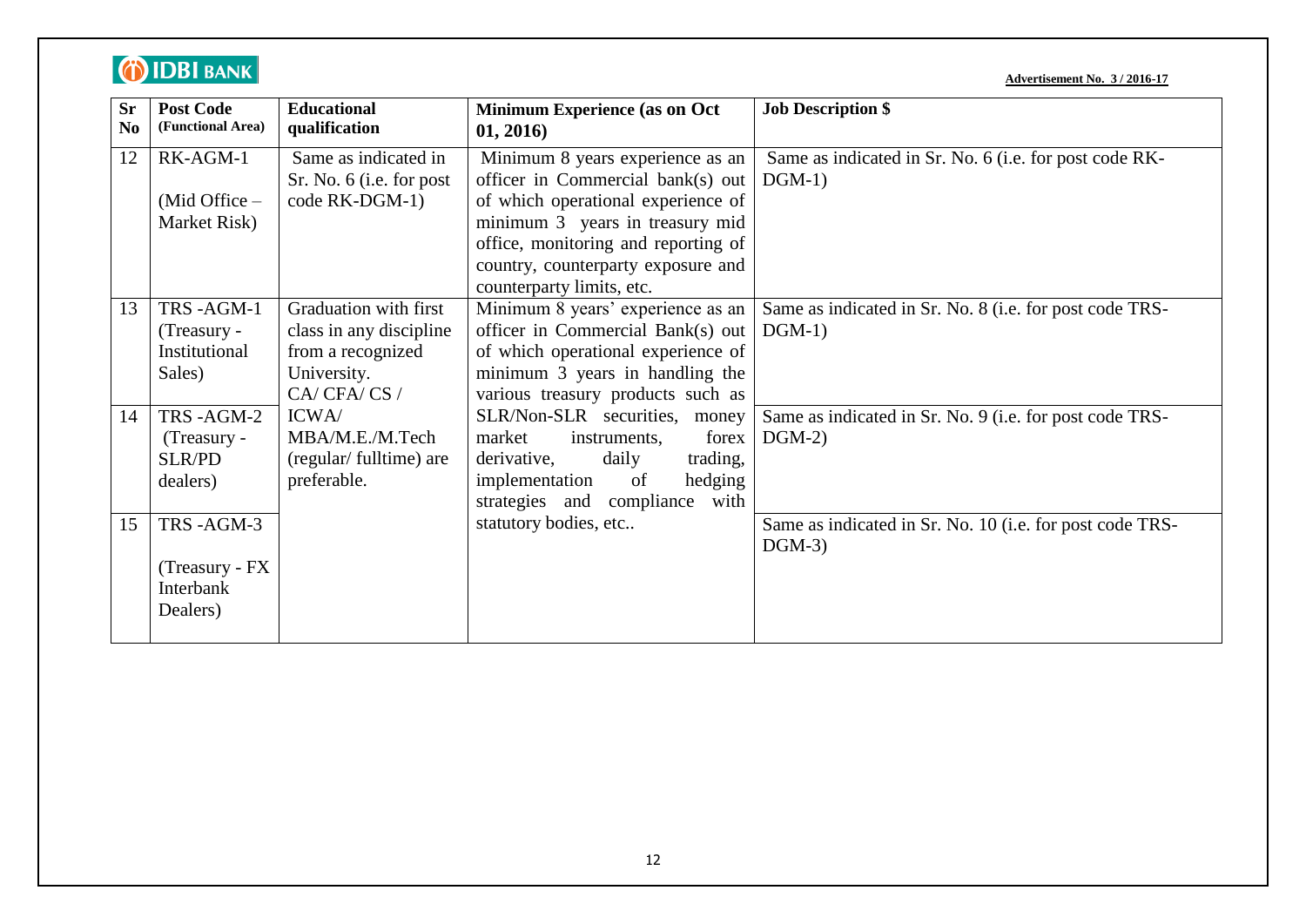Advertisement No. 3 / 2016-17

| Sr No | Post Code (Functional Area) | Educational qualification | Minimum Experience (as on Oct 01, 2016) | Job Description $ |
|---|---|---|---|---|
| 12 | RK-AGM-1 (Mid Office – Market Risk) | Same as indicated in Sr. No. 6 (i.e. for post code RK-DGM-1) | Minimum 8 years experience as an officer in Commercial bank(s) out of which operational experience of minimum 3 years in treasury mid office, monitoring and reporting of country, counterparty exposure and counterparty limits, etc. | Same as indicated in Sr. No. 6 (i.e. for post code RK-DGM-1) |
| 13 | TRS -AGM-1 (Treasury - Institutional Sales) | Graduation with first class in any discipline from a recognized University. CA/ CFA/ CS / ICWA/ MBA/M.E./M.Tech (regular/ fulltime) are preferable. | Minimum 8 years' experience as an officer in Commercial Bank(s) out of which operational experience of minimum 3 years in handling the various treasury products such as SLR/Non-SLR securities, money market instruments, forex derivative, daily trading, implementation of hedging strategies and compliance with statutory bodies, etc.. | Same as indicated in Sr. No. 8 (i.e. for post code TRS-DGM-1) |
| 14 | TRS -AGM-2 (Treasury - SLR/PD dealers) | | | Same as indicated in Sr. No. 9 (i.e. for post code TRS-DGM-2) |
| 15 | TRS -AGM-3 (Treasury - FX Interbank Dealers) | | | Same as indicated in Sr. No. 10 (i.e. for post code TRS-DGM-3) |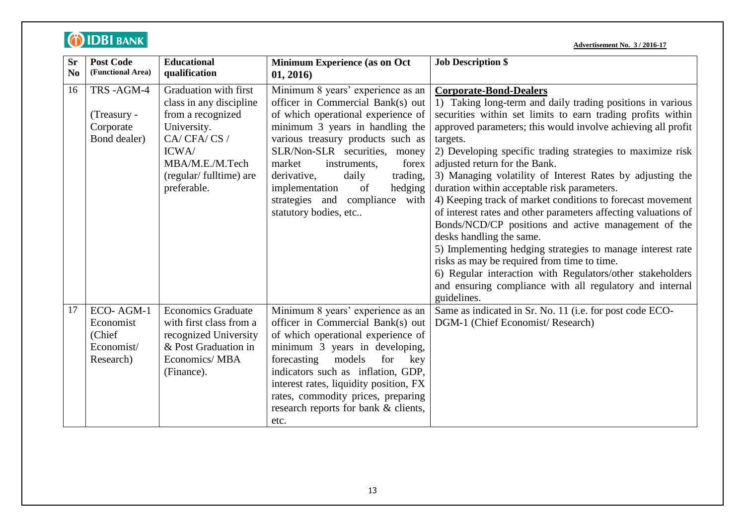Advertisement No. 3 / 2016-17

| Sr No | Post Code (Functional Area) | Educational qualification | Minimum Experience (as on Oct 01, 2016) | Job Description $ |
|---|---|---|---|---|
| 16 | TRS -AGM-4 (Treasury - Corporate Bond dealer) | Graduation with first class in any discipline from a recognized University. CA/ CFA/ CS / ICWA/ MBA/M.E./M.Tech (regular/ fulltime) are preferable. | Minimum 8 years' experience as an officer in Commercial Bank(s) out of which operational experience of minimum 3 years in handling the various treasury products such as SLR/Non-SLR securities, money market instruments, forex derivative, daily trading, implementation of hedging strategies and compliance with statutory bodies, etc.. | **Corporate-Bond-Dealers**<br>1) Taking long-term and daily trading positions in various securities within set limits to earn trading profits within approved parameters; this would involve achieving all profit targets.<br>2) Developing specific trading strategies to maximize risk adjusted return for the Bank.<br>3) Managing volatility of Interest Rates by adjusting the duration within acceptable risk parameters.<br>4) Keeping track of market conditions to forecast movement of interest rates and other parameters affecting valuations of Bonds/NCD/CP positions and active management of the desks handling the same.<br>5) Implementing hedging strategies to manage interest rate risks as may be required from time to time.<br>6) Regular interaction with Regulators/other stakeholders and ensuring compliance with all regulatory and internal guidelines. |
| 17 | ECO- AGM-1 Economist (Chief Economist/ Research) | Economics Graduate with first class from a recognized University & Post Graduation in Economics/ MBA (Finance). | Minimum 8 years' experience as an officer in Commercial Bank(s) out of which operational experience of minimum 3 years in developing, forecasting models for key indicators such as inflation, GDP, interest rates, liquidity position, FX rates, commodity prices, preparing research reports for bank & clients, etc. | Same as indicated in Sr. No. 11 (i.e. for post code ECO-DGM-1 (Chief Economist/ Research) |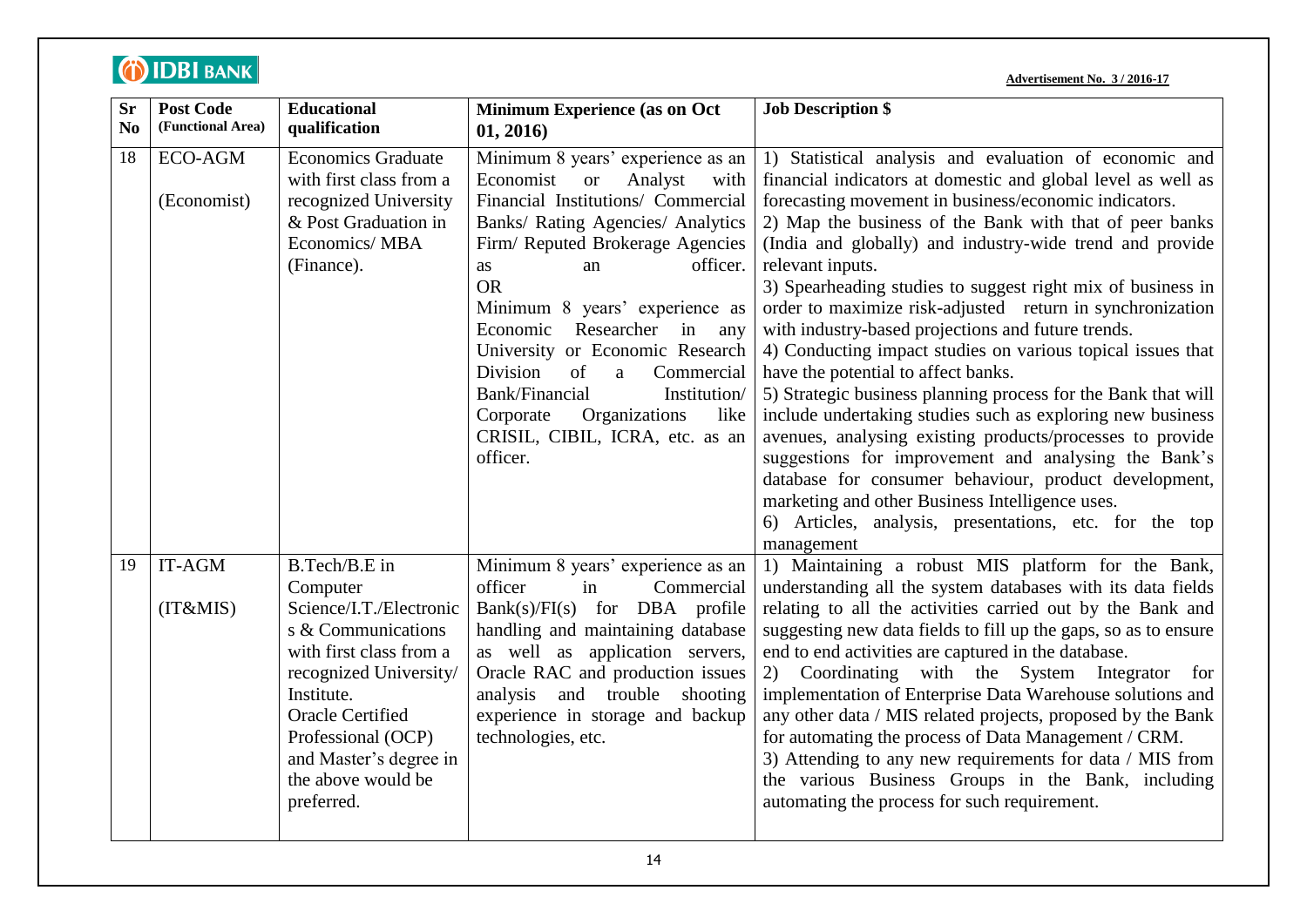**IDBI BANK**

**Advertisement No. 3 / 2016-17**

| Sr No | Post Code (Functional Area) | Educational qualification | Minimum Experience (as on Oct 01, 2016) | Job Description $ |
|---|---|---|---|---|
| 18 | ECO-AGM<br><br>(Economist) | Economics Graduate with first class from a recognized University & Post Graduation in Economics/ MBA (Finance). | Minimum 8 years' experience as an Economist or Analyst with Financial Institutions/ Commercial Banks/ Rating Agencies/ Analytics Firm/ Reputed Brokerage Agencies as an officer.<br>OR<br>Minimum 8 years' experience as Economic Researcher in any University or Economic Research Division of a Commercial Bank/Financial Institution/ Corporate Organizations like CRISIL, CIBIL, ICRA, etc. as an officer. | 1) Statistical analysis and evaluation of economic and financial indicators at domestic and global level as well as forecasting movement in business/economic indicators.<br>2) Map the business of the Bank with that of peer banks (India and globally) and industry-wide trend and provide relevant inputs.<br>3) Spearheading studies to suggest right mix of business in order to maximize risk-adjusted return in synchronization with industry-based projections and future trends.<br>4) Conducting impact studies on various topical issues that have the potential to affect banks.<br>5) Strategic business planning process for the Bank that will include undertaking studies such as exploring new business avenues, analysing existing products/processes to provide suggestions for improvement and analysing the Bank's database for consumer behaviour, product development, marketing and other Business Intelligence uses.<br>6) Articles, analysis, presentations, etc. for the top management |
| 19 | IT-AGM<br><br>(IT&MIS) | B.Tech/B.E in Computer Science/I.T./Electronics & Communications with first class from a recognized University/ Institute.<br>Oracle Certified Professional (OCP) and Master's degree in the above would be preferred. | Minimum 8 years' experience as an officer in Commercial Bank(s)/FI(s) for DBA profile handling and maintaining database as well as application servers, Oracle RAC and production issues analysis and trouble shooting experience in storage and backup technologies, etc. | 1) Maintaining a robust MIS platform for the Bank, understanding all the system databases with its data fields relating to all the activities carried out by the Bank and suggesting new data fields to fill up the gaps, so as to ensure end to end activities are captured in the database.<br>2) Coordinating with the System Integrator for implementation of Enterprise Data Warehouse solutions and any other data / MIS related projects, proposed by the Bank for automating the process of Data Management / CRM.<br>3) Attending to any new requirements for data / MIS from the various Business Groups in the Bank, including automating the process for such requirement. |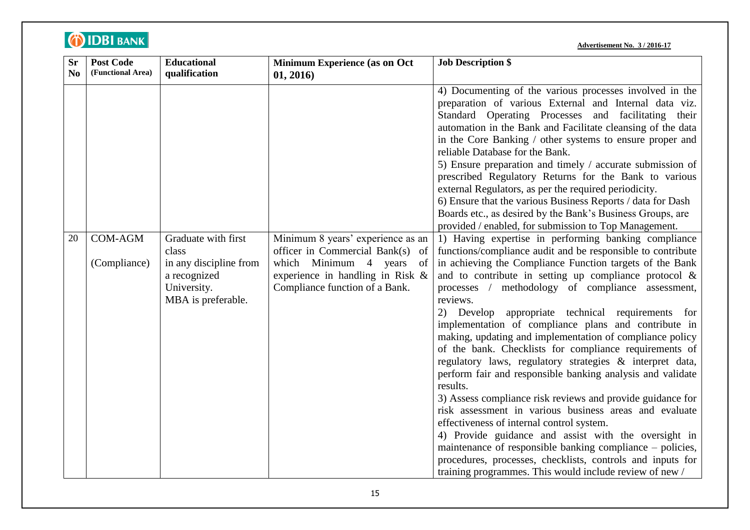Advertisement No. 3 / 2016-17

| Sr No | Post Code (Functional Area) | Educational qualification | Minimum Experience (as on Oct 01, 2016) | Job Description $ |
|---|---|---|---|---|
| | | | | 4) Documenting of the various processes involved in the preparation of various External and Internal data viz. Standard Operating Processes and facilitating their automation in the Bank and Facilitate cleansing of the data in the Core Banking / other systems to ensure proper and reliable Database for the Bank.<br>5) Ensure preparation and timely / accurate submission of prescribed Regulatory Returns for the Bank to various external Regulators, as per the required periodicity.<br>6) Ensure that the various Business Reports / data for Dash Boards etc., as desired by the Bank's Business Groups, are provided / enabled, for submission to Top Management. |
| 20 | COM-AGM<br><br>(Compliance) | Graduate with first class in any discipline from a recognized University.<br>MBA is preferable. | Minimum 8 years' experience as an officer in Commercial Bank(s) of which Minimum 4 years of experience in handling in Risk & Compliance function of a Bank. | 1) Having expertise in performing banking compliance functions/compliance audit and be responsible to contribute in achieving the Compliance Function targets of the Bank and to contribute in setting up compliance protocol & processes / methodology of compliance assessment, reviews.<br>2) Develop appropriate technical requirements for implementation of compliance plans and contribute in making, updating and implementation of compliance policy of the bank. Checklists for compliance requirements of regulatory laws, regulatory strategies & interpret data, perform fair and responsible banking analysis and validate results.<br>3) Assess compliance risk reviews and provide guidance for risk assessment in various business areas and evaluate effectiveness of internal control system.<br>4) Provide guidance and assist with the oversight in maintenance of responsible banking compliance – policies, procedures, processes, checklists, controls and inputs for training programmes. This would include review of new / |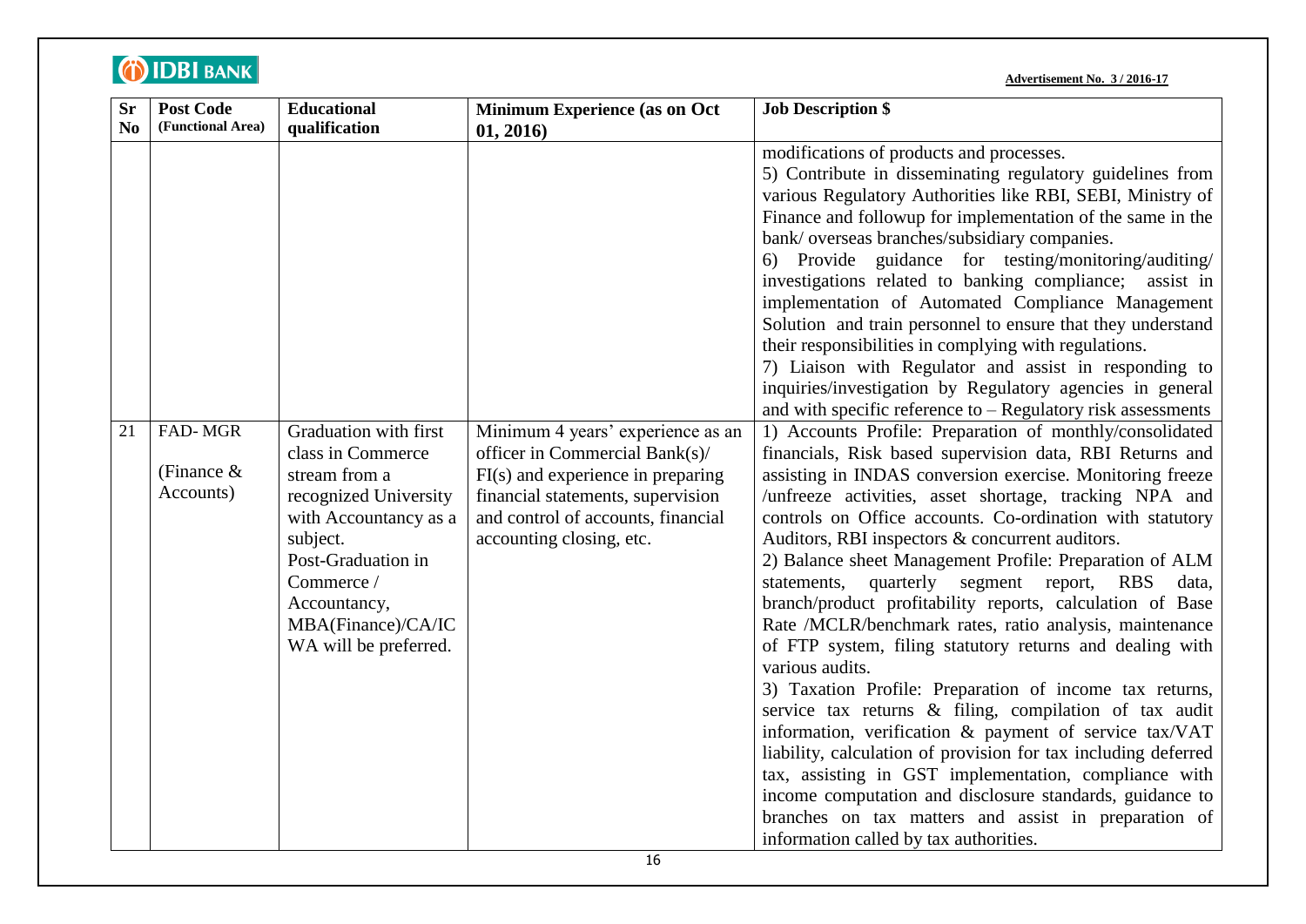**Advertisement No. 3 / 2016-17**

| Sr No | Post Code (Functional Area) | Educational qualification | Minimum Experience (as on Oct 01, 2016) | Job Description $ |
|---|---|---|---|---|
| | | | | modifications of products and processes.<br>5) Contribute in disseminating regulatory guidelines from various Regulatory Authorities like RBI, SEBI, Ministry of Finance and followup for implementation of the same in the bank/ overseas branches/subsidiary companies.<br>6) Provide guidance for testing/monitoring/auditing/ investigations related to banking compliance; assist in implementation of Automated Compliance Management Solution and train personnel to ensure that they understand their responsibilities in complying with regulations.<br>7) Liaison with Regulator and assist in responding to inquiries/investigation by Regulatory agencies in general and with specific reference to – Regulatory risk assessments |
| 21 | FAD- MGR<br><br>(Finance & Accounts) | Graduation with first class in Commerce stream from a recognized University with Accountancy as a subject.<br>Post-Graduation in Commerce / Accountancy, MBA(Finance)/CA/ICWA will be preferred. | Minimum 4 years' experience as an officer in Commercial Bank(s)/ FI(s) and experience in preparing financial statements, supervision and control of accounts, financial accounting closing, etc. | 1) Accounts Profile: Preparation of monthly/consolidated financials, Risk based supervision data, RBI Returns and assisting in INDAS conversion exercise. Monitoring freeze /unfreeze activities, asset shortage, tracking NPA and controls on Office accounts. Co-ordination with statutory Auditors, RBI inspectors & concurrent auditors.<br>2) Balance sheet Management Profile: Preparation of ALM statements, quarterly segment report, RBS data, branch/product profitability reports, calculation of Base Rate /MCLR/benchmark rates, ratio analysis, maintenance of FTP system, filing statutory returns and dealing with various audits.<br>3) Taxation Profile: Preparation of income tax returns, service tax returns & filing, compilation of tax audit information, verification & payment of service tax/VAT liability, calculation of provision for tax including deferred tax, assisting in GST implementation, compliance with income computation and disclosure standards, guidance to branches on tax matters and assist in preparation of information called by tax authorities. |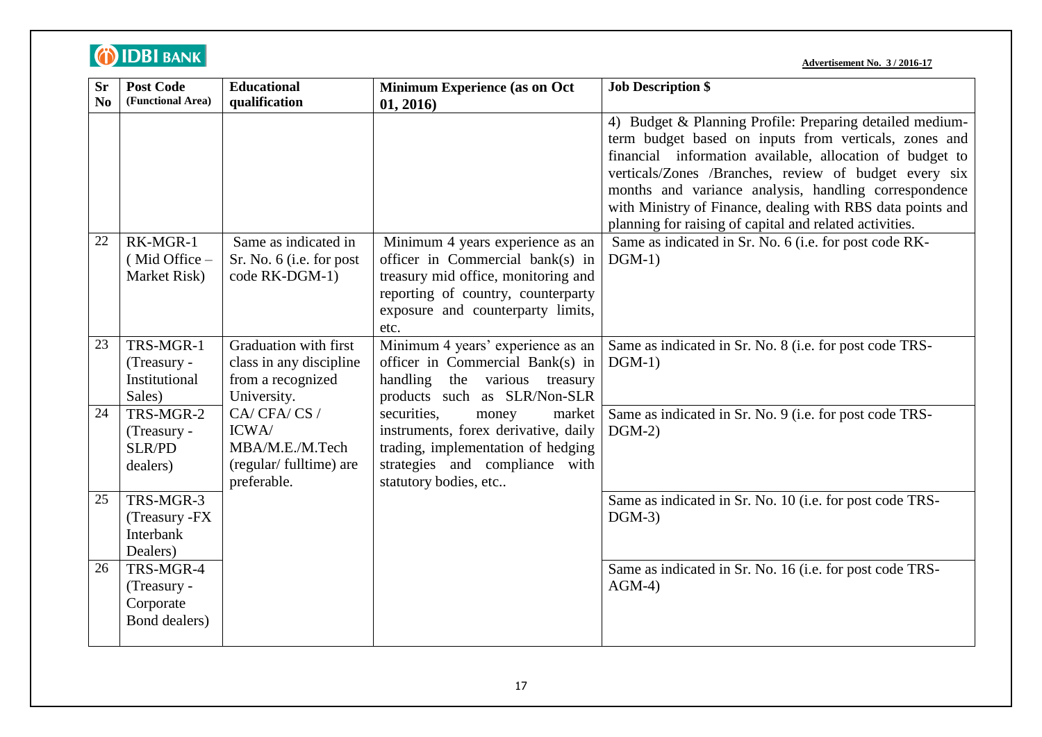**Advertisement No. 3 / 2016-17**

| Sr No | Post Code (Functional Area) | Educational qualification | Minimum Experience (as on Oct 01, 2016) | Job Description $ |
|---|---|---|---|---|
| | | | | 4) Budget & Planning Profile: Preparing detailed medium-term budget based on inputs from verticals, zones and financial information available, allocation of budget to verticals/Zones /Branches, review of budget every six months and variance analysis, handling correspondence with Ministry of Finance, dealing with RBS data points and planning for raising of capital and related activities. |
| 22 | RK-MGR-1 ( Mid Office – Market Risk) | Same as indicated in Sr. No. 6 (i.e. for post code RK-DGM-1) | Minimum 4 years experience as an officer in Commercial bank(s) in treasury mid office, monitoring and reporting of country, counterparty exposure and counterparty limits, etc. | Same as indicated in Sr. No. 6 (i.e. for post code RK-DGM-1) |
| 23 | TRS-MGR-1 (Treasury - Institutional Sales) | Graduation with first class in any discipline from a recognized University. CA/ CFA/ CS / ICWA/ MBA/M.E./M.Tech (regular/ fulltime) are preferable. | Minimum 4 years' experience as an officer in Commercial Bank(s) in handling the various treasury products such as SLR/Non-SLR securities, money market instruments, forex derivative, daily trading, implementation of hedging strategies and compliance with statutory bodies, etc.. | Same as indicated in Sr. No. 8 (i.e. for post code TRS-DGM-1) |
| 24 | TRS-MGR-2 (Treasury - SLR/PD dealers) | | | Same as indicated in Sr. No. 9 (i.e. for post code TRS-DGM-2) |
| 25 | TRS-MGR-3 (Treasury -FX Interbank Dealers) | | | Same as indicated in Sr. No. 10 (i.e. for post code TRS-DGM-3) |
| 26 | TRS-MGR-4 (Treasury - Corporate Bond dealers) | | | Same as indicated in Sr. No. 16 (i.e. for post code TRS-AGM-4) |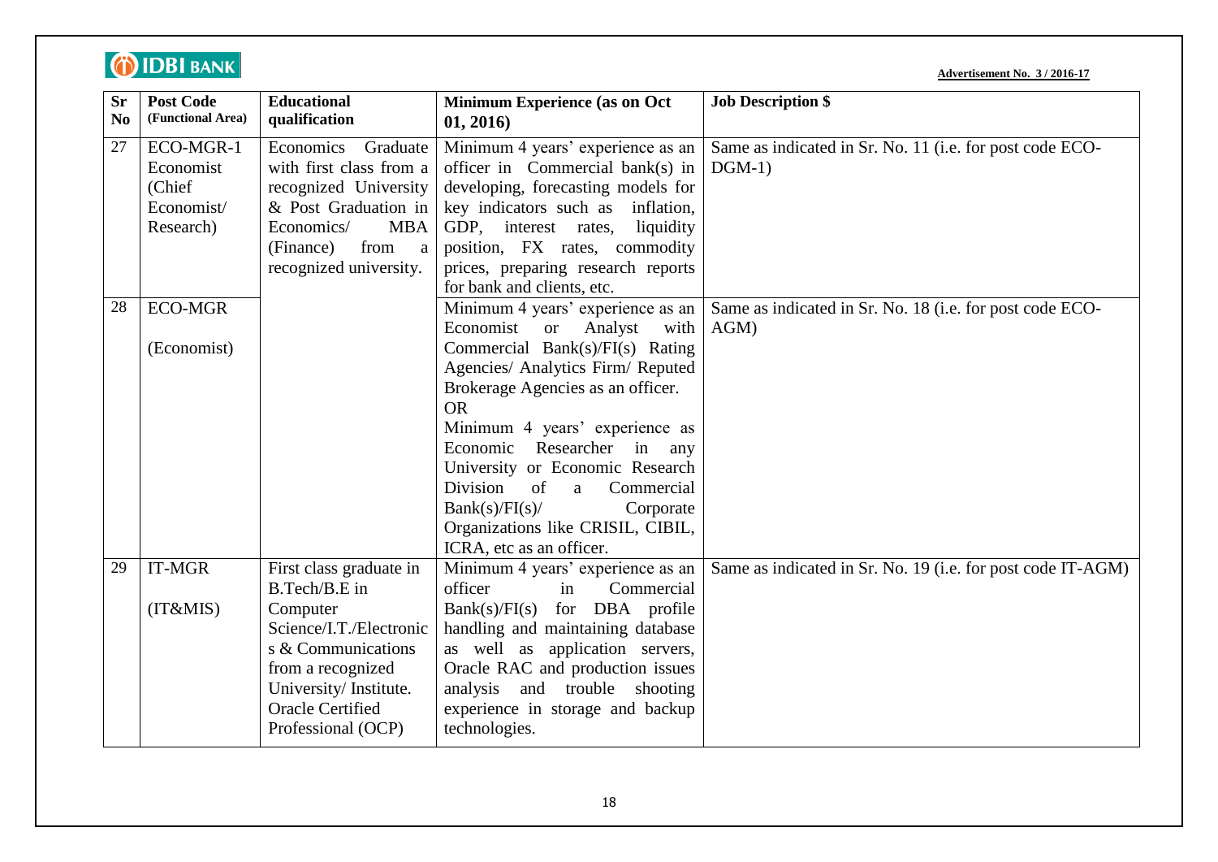IDBI BANK

**Advertisement No. 3 / 2016-17**

| Sr No | Post Code (Functional Area) | Educational qualification | Minimum Experience (as on Oct 01, 2016) | Job Description $ |
|---|---|---|---|---|
| 27 | ECO-MGR-1 Economist (Chief Economist/ Research) | Economics Graduate with first class from a recognized University & Post Graduation in Economics/ MBA (Finance) from a recognized university. | Minimum 4 years' experience as an officer in Commercial bank(s) in developing, forecasting models for key indicators such as inflation, GDP, interest rates, liquidity position, FX rates, commodity prices, preparing research reports for bank and clients, etc. | Same as indicated in Sr. No. 11 (i.e. for post code ECO-DGM-1) |
| 28 | ECO-MGR (Economist) | | Minimum 4 years' experience as an Economist or Analyst with Commercial Bank(s)/FI(s) Rating Agencies/ Analytics Firm/ Reputed Brokerage Agencies as an officer.<br>OR<br>Minimum 4 years' experience as Economic Researcher in any University or Economic Research Division of a Commercial Bank(s)/FI(s)/ Corporate Organizations like CRISIL, CIBIL, ICRA, etc as an officer. | Same as indicated in Sr. No. 18 (i.e. for post code ECO-AGM) |
| 29 | IT-MGR (IT&MIS) | First class graduate in B.Tech/B.E in Computer Science/I.T./Electronics & Communications from a recognized University/ Institute. Oracle Certified Professional (OCP) | Minimum 4 years' experience as an officer in Commercial Bank(s)/FI(s) for DBA profile handling and maintaining database as well as application servers, Oracle RAC and production issues analysis and trouble shooting experience in storage and backup technologies. | Same as indicated in Sr. No. 19 (i.e. for post code IT-AGM) |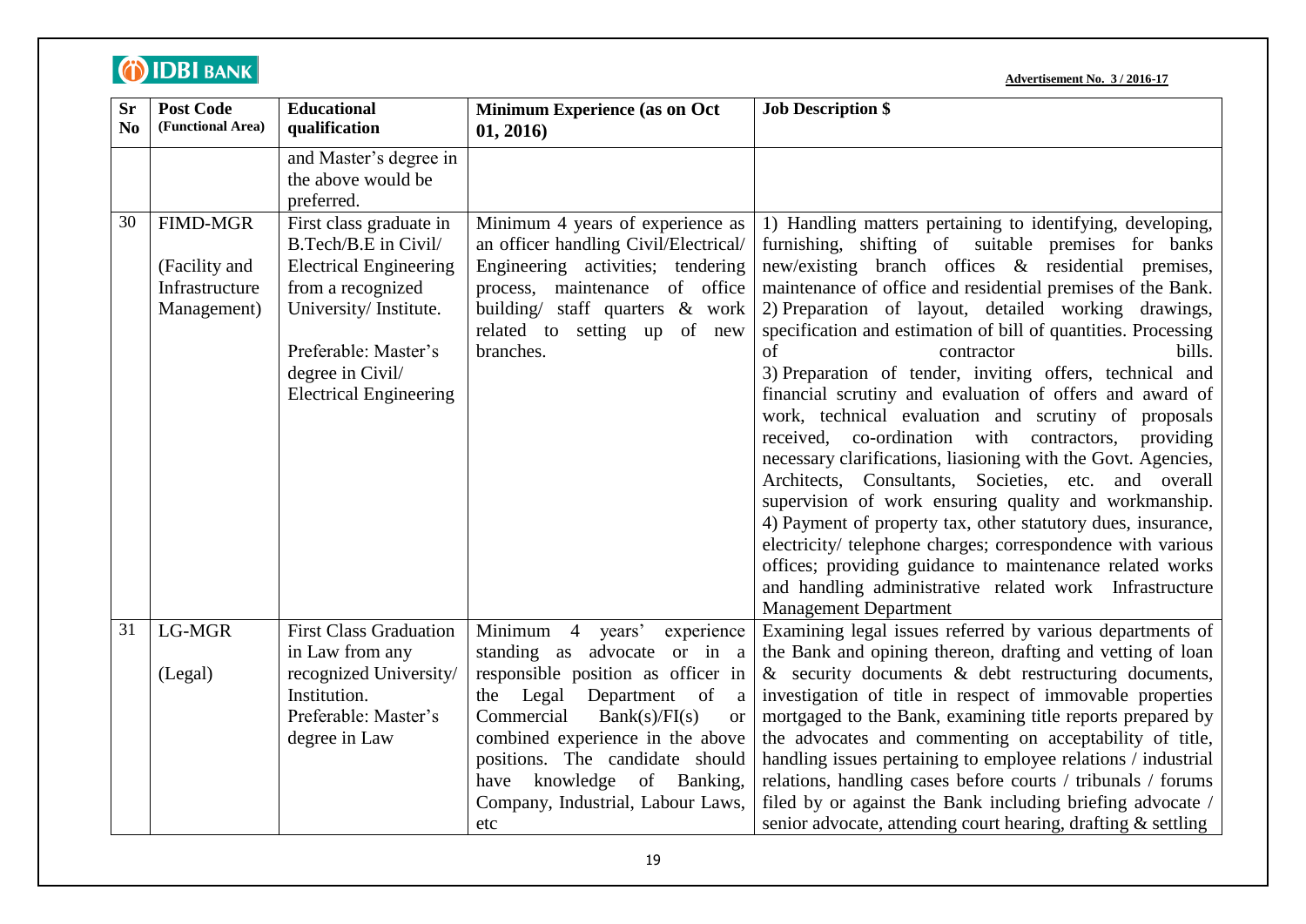**Advertisement No. 3 / 2016-17**

| Sr No | Post Code (Functional Area) | Educational qualification | Minimum Experience (as on Oct 01, 2016) | Job Description $ |
|---|---|---|---|---|
| | | and Master's degree in the above would be preferred. | | |
| 30 | FIMD-MGR (Facility and Infrastructure Management) | First class graduate in B.Tech/B.E in Civil/ Electrical Engineering from a recognized University/ Institute. Preferable: Master's degree in Civil/ Electrical Engineering | Minimum 4 years of experience as an officer handling Civil/Electrical/ Engineering activities; tendering process, maintenance of office building/ staff quarters & work related to setting up of new branches. | 1) Handling matters pertaining to identifying, developing, furnishing, shifting of suitable premises for banks new/existing branch offices & residential premises, maintenance of office and residential premises of the Bank. 2) Preparation of layout, detailed working drawings, specification and estimation of bill of quantities. Processing of contractor bills. 3) Preparation of tender, inviting offers, technical and financial scrutiny and evaluation of offers and award of work, technical evaluation and scrutiny of proposals received, co-ordination with contractors, providing necessary clarifications, liasioning with the Govt. Agencies, Architects, Consultants, Societies, etc. and overall supervision of work ensuring quality and workmanship. 4) Payment of property tax, other statutory dues, insurance, electricity/ telephone charges; correspondence with various offices; providing guidance to maintenance related works and handling administrative related work Infrastructure Management Department |
| 31 | LG-MGR (Legal) | First Class Graduation in Law from any recognized University/ Institution. Preferable: Master's degree in Law | Minimum 4 years' experience standing as advocate or in a responsible position as officer in the Legal Department of a Commercial Bank(s)/FI(s) or combined experience in the above positions. The candidate should have knowledge of Banking, Company, Industrial, Labour Laws, etc | Examining legal issues referred by various departments of the Bank and opining thereon, drafting and vetting of loan & security documents & debt restructuring documents, investigation of title in respect of immovable properties mortgaged to the Bank, examining title reports prepared by the advocates and commenting on acceptability of title, handling issues pertaining to employee relations / industrial relations, handling cases before courts / tribunals / forums filed by or against the Bank including briefing advocate / senior advocate, attending court hearing, drafting & settling |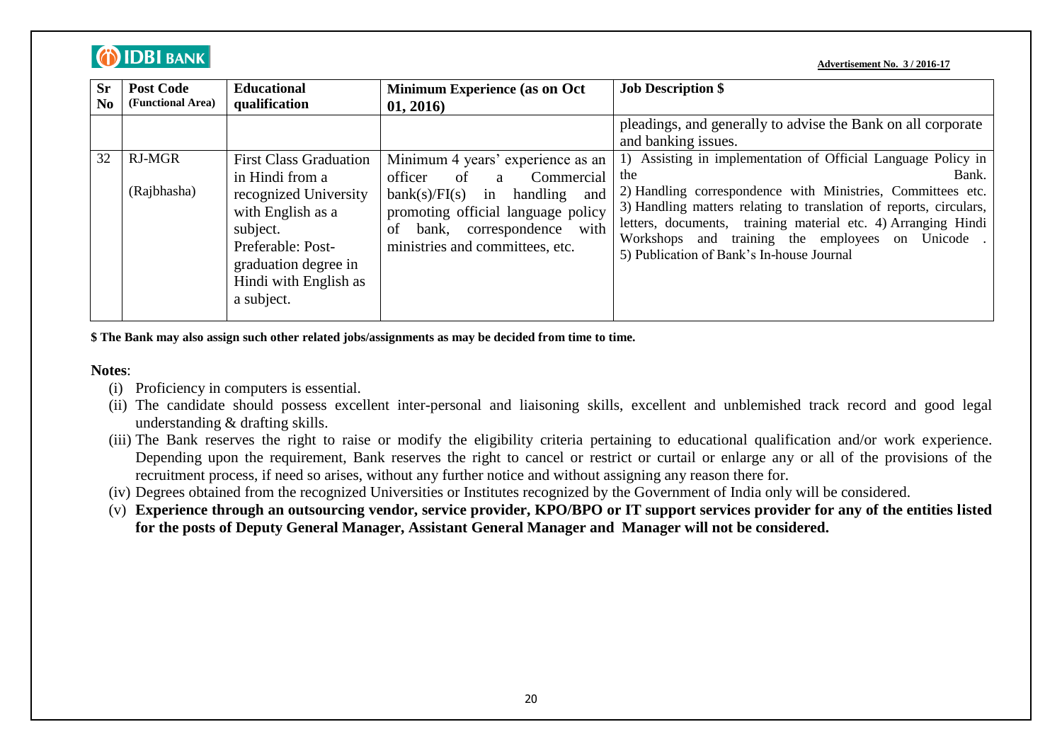**Advertisement No. 3 / 2016-17**

| Sr No | Post Code (Functional Area) | Educational qualification | Minimum Experience (as on Oct 01, 2016) | Job Description $ |
|---|---|---|---|---|
| | | | | pleadings, and generally to advise the Bank on all corporate and banking issues. |
| 32 | RJ-MGR (Rajbhasha) | First Class Graduation in Hindi from a recognized University with English as a subject. Preferable: Post-graduation degree in Hindi with English as a subject. | Minimum 4 years' experience as an officer of a Commercial bank(s)/FI(s) in handling and promoting official language policy of bank, correspondence with ministries and committees, etc. | 1) Assisting in implementation of Official Language Policy in the Bank. 2) Handling correspondence with Ministries, Committees etc. 3) Handling matters relating to translation of reports, circulars, letters, documents, training material etc. 4) Arranging Hindi Workshops and training the employees on Unicode . 5) Publication of Bank's In-house Journal |

**$ The Bank may also assign such other related jobs/assignments as may be decided from time to time.**

**Notes**:

(i) Proficiency in computers is essential.

(ii) The candidate should possess excellent inter-personal and liaisoning skills, excellent and unblemished track record and good legal understanding & drafting skills.

(iii) The Bank reserves the right to raise or modify the eligibility criteria pertaining to educational qualification and/or work experience. Depending upon the requirement, Bank reserves the right to cancel or restrict or curtail or enlarge any or all of the provisions of the recruitment process, if need so arises, without any further notice and without assigning any reason there for.

(iv) Degrees obtained from the recognized Universities or Institutes recognized by the Government of India only will be considered.

(v) **Experience through an outsourcing vendor, service provider, KPO/BPO or IT support services provider for any of the entities listed for the posts of Deputy General Manager, Assistant General Manager and Manager will not be considered.**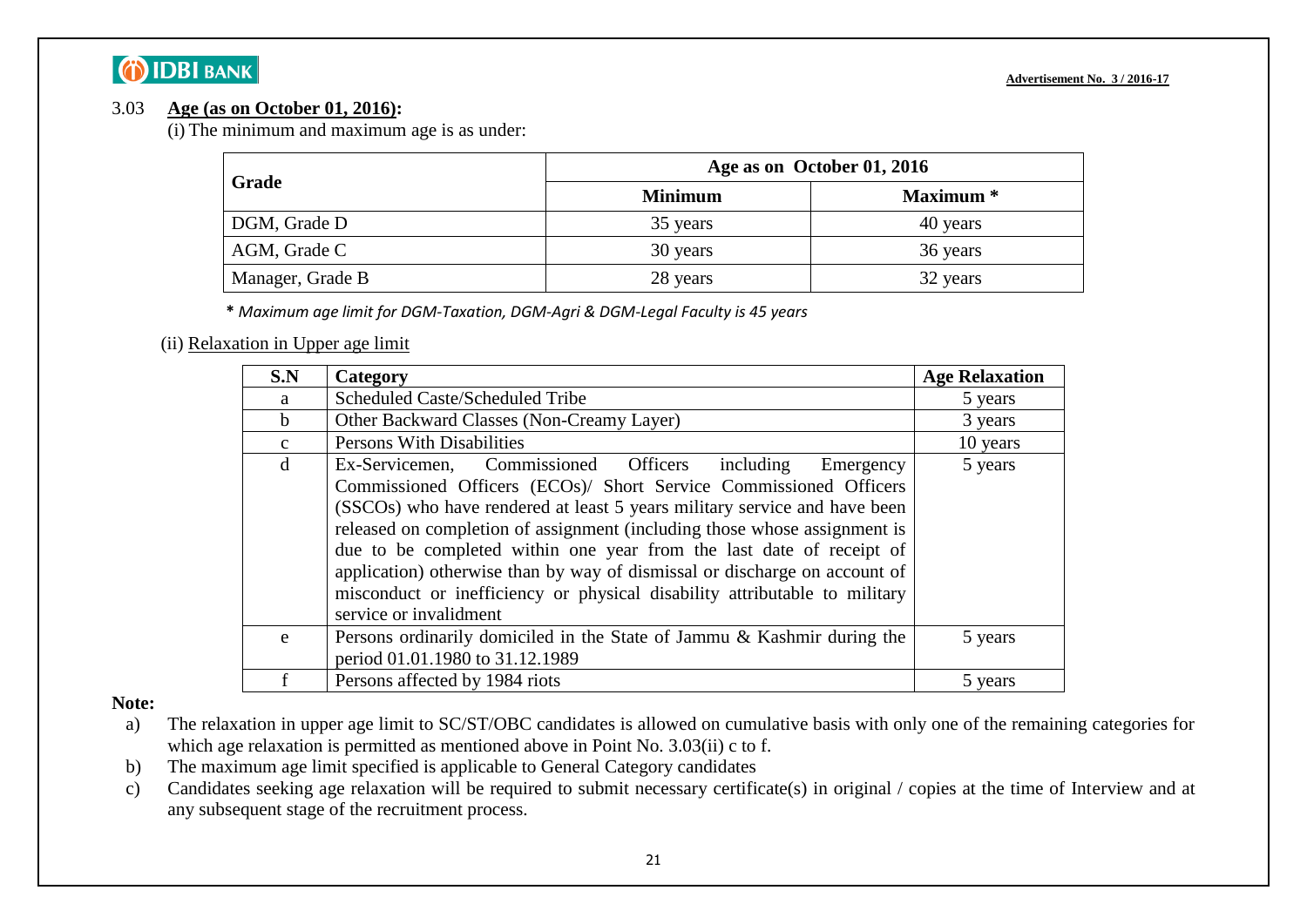### 3.03 Age (as on October 01, 2016):

(i) The minimum and maximum age is as under:

| Grade | Age as on October 01, 2016 | |
|---|---|---|
| | **Minimum** | **Maximum *** |
| DGM, Grade D | 35 years | 40 years |
| AGM, Grade C | 30 years | 36 years |
| Manager, Grade B | 28 years | 32 years |

* *Maximum age limit for DGM-Taxation, DGM-Agri & DGM-Legal Faculty is 45 years*

(ii) Relaxation in Upper age limit

| S.N | Category | Age Relaxation |
|---|---|---|
| a | Scheduled Caste/Scheduled Tribe | 5 years |
| b | Other Backward Classes (Non-Creamy Layer) | 3 years |
| c | Persons With Disabilities | 10 years |
| d | Ex-Servicemen, Commissioned Officers including Emergency Commissioned Officers (ECOs)/ Short Service Commissioned Officers (SSCOs) who have rendered at least 5 years military service and have been released on completion of assignment (including those whose assignment is due to be completed within one year from the last date of receipt of application) otherwise than by way of dismissal or discharge on account of misconduct or inefficiency or physical disability attributable to military service or invalidment | 5 years |
| e | Persons ordinarily domiciled in the State of Jammu & Kashmir during the period 01.01.1980 to 31.12.1989 | 5 years |
| f | Persons affected by 1984 riots | 5 years |

**Note:**

a) The relaxation in upper age limit to SC/ST/OBC candidates is allowed on cumulative basis with only one of the remaining categories for which age relaxation is permitted as mentioned above in Point No. 3.03(ii) c to f.

b) The maximum age limit specified is applicable to General Category candidates

c) Candidates seeking age relaxation will be required to submit necessary certificate(s) in original / copies at the time of Interview and at any subsequent stage of the recruitment process.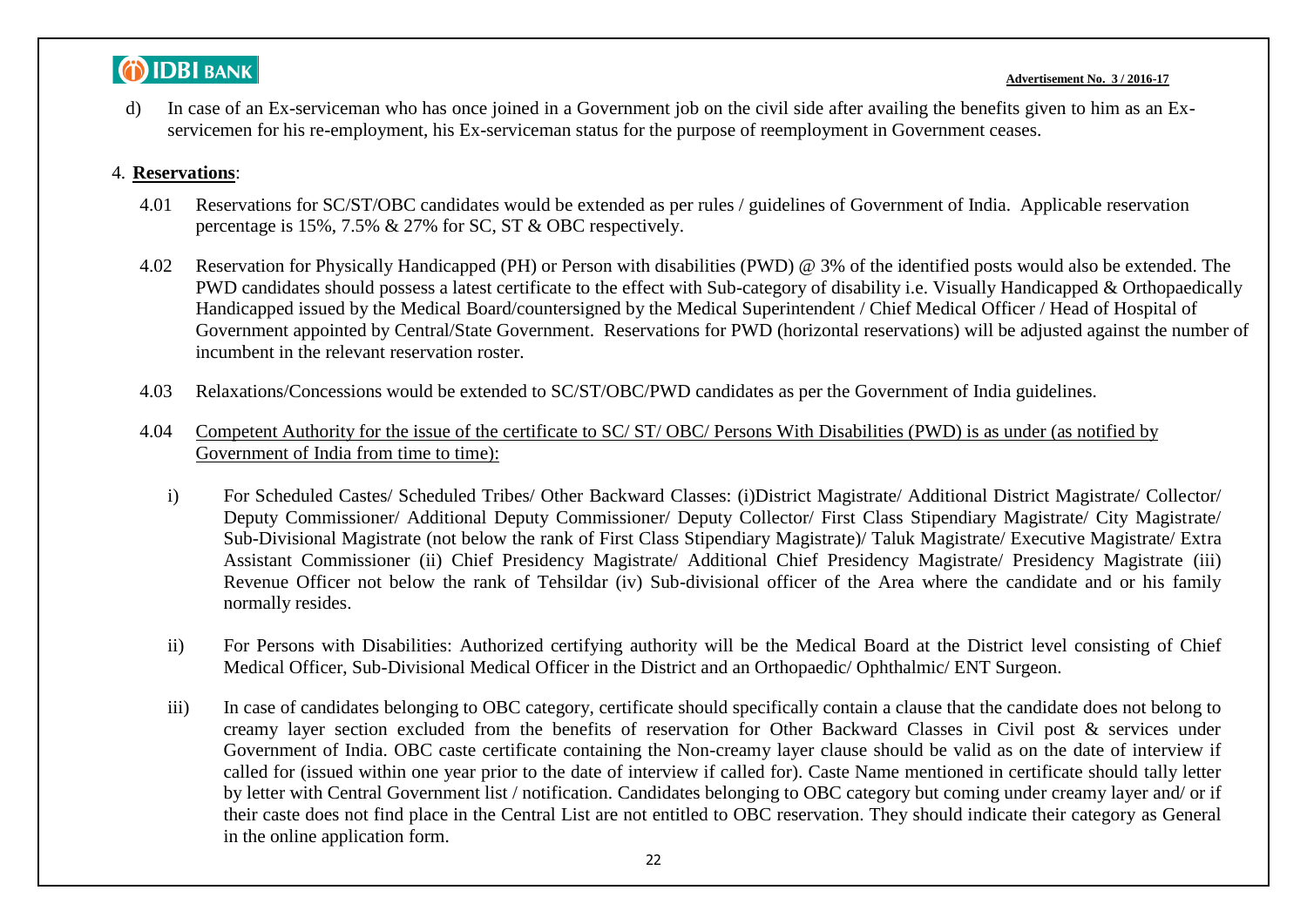d) In case of an Ex-serviceman who has once joined in a Government job on the civil side after availing the benefits given to him as an Ex-servicemen for his re-employment, his Ex-serviceman status for the purpose of reemployment in Government ceases.

4. **Reservations**:

4.01 Reservations for SC/ST/OBC candidates would be extended as per rules / guidelines of Government of India. Applicable reservation percentage is 15%, 7.5% & 27% for SC, ST & OBC respectively.

4.02 Reservation for Physically Handicapped (PH) or Person with disabilities (PWD) @ 3% of the identified posts would also be extended. The PWD candidates should possess a latest certificate to the effect with Sub-category of disability i.e. Visually Handicapped & Orthopaedically Handicapped issued by the Medical Board/countersigned by the Medical Superintendent / Chief Medical Officer / Head of Hospital of Government appointed by Central/State Government. Reservations for PWD (horizontal reservations) will be adjusted against the number of incumbent in the relevant reservation roster.

4.03 Relaxations/Concessions would be extended to SC/ST/OBC/PWD candidates as per the Government of India guidelines.

4.04 <u>Competent Authority for the issue of the certificate to SC/ ST/ OBC/ Persons With Disabilities (PWD) is as under (as notified by Government of India from time to time):</u>

i) For Scheduled Castes/ Scheduled Tribes/ Other Backward Classes: (i)District Magistrate/ Additional District Magistrate/ Collector/ Deputy Commissioner/ Additional Deputy Commissioner/ Deputy Collector/ First Class Stipendiary Magistrate/ City Magistrate/ Sub-Divisional Magistrate (not below the rank of First Class Stipendiary Magistrate)/ Taluk Magistrate/ Executive Magistrate/ Extra Assistant Commissioner (ii) Chief Presidency Magistrate/ Additional Chief Presidency Magistrate/ Presidency Magistrate (iii) Revenue Officer not below the rank of Tehsildar (iv) Sub-divisional officer of the Area where the candidate and or his family normally resides.

ii) For Persons with Disabilities: Authorized certifying authority will be the Medical Board at the District level consisting of Chief Medical Officer, Sub-Divisional Medical Officer in the District and an Orthopaedic/ Ophthalmic/ ENT Surgeon.

iii) In case of candidates belonging to OBC category, certificate should specifically contain a clause that the candidate does not belong to creamy layer section excluded from the benefits of reservation for Other Backward Classes in Civil post & services under Government of India. OBC caste certificate containing the Non-creamy layer clause should be valid as on the date of interview if called for (issued within one year prior to the date of interview if called for). Caste Name mentioned in certificate should tally letter by letter with Central Government list / notification. Candidates belonging to OBC category but coming under creamy layer and/ or if their caste does not find place in the Central List are not entitled to OBC reservation. They should indicate their category as General in the online application form.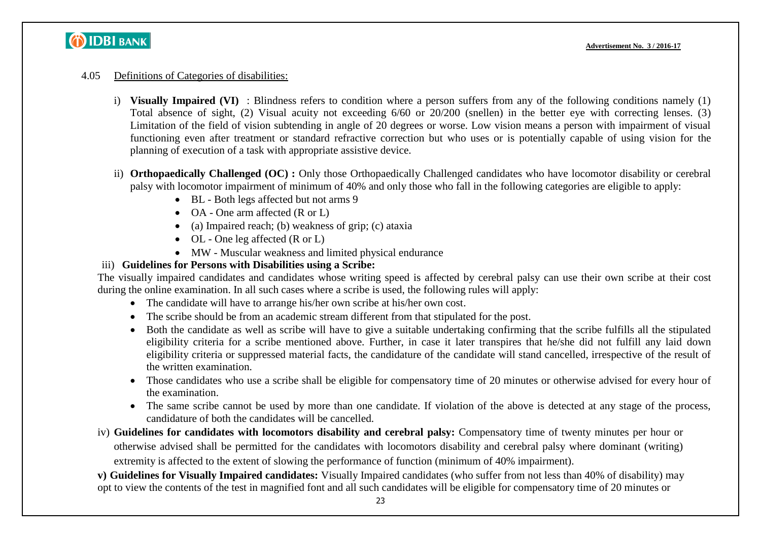4.05 Definitions of Categories of disabilities:

i) **Visually Impaired (VI)** : Blindness refers to condition where a person suffers from any of the following conditions namely (1) Total absence of sight, (2) Visual acuity not exceeding 6/60 or 20/200 (snellen) in the better eye with correcting lenses. (3) Limitation of the field of vision subtending in angle of 20 degrees or worse. Low vision means a person with impairment of visual functioning even after treatment or standard refractive correction but who uses or is potentially capable of using vision for the planning of execution of a task with appropriate assistive device.

ii) **Orthopaedically Challenged (OC) :** Only those Orthopaedically Challenged candidates who have locomotor disability or cerebral palsy with locomotor impairment of minimum of 40% and only those who fall in the following categories are eligible to apply:

- BL - Both legs affected but not arms 9
- OA - One arm affected (R or L)
- (a) Impaired reach; (b) weakness of grip; (c) ataxia
- OL - One leg affected (R or L)
- MW - Muscular weakness and limited physical endurance

iii) **Guidelines for Persons with Disabilities using a Scribe:**

The visually impaired candidates and candidates whose writing speed is affected by cerebral palsy can use their own scribe at their cost during the online examination. In all such cases where a scribe is used, the following rules will apply:

- The candidate will have to arrange his/her own scribe at his/her own cost.
- The scribe should be from an academic stream different from that stipulated for the post.
- Both the candidate as well as scribe will have to give a suitable undertaking confirming that the scribe fulfills all the stipulated eligibility criteria for a scribe mentioned above. Further, in case it later transpires that he/she did not fulfill any laid down eligibility criteria or suppressed material facts, the candidature of the candidate will stand cancelled, irrespective of the result of the written examination.
- Those candidates who use a scribe shall be eligible for compensatory time of 20 minutes or otherwise advised for every hour of the examination.
- The same scribe cannot be used by more than one candidate. If violation of the above is detected at any stage of the process, candidature of both the candidates will be cancelled.

iv) **Guidelines for candidates with locomotors disability and cerebral palsy:** Compensatory time of twenty minutes per hour or otherwise advised shall be permitted for the candidates with locomotors disability and cerebral palsy where dominant (writing) extremity is affected to the extent of slowing the performance of function (minimum of 40% impairment).

**v) Guidelines for Visually Impaired candidates:** Visually Impaired candidates (who suffer from not less than 40% of disability) may opt to view the contents of the test in magnified font and all such candidates will be eligible for compensatory time of 20 minutes or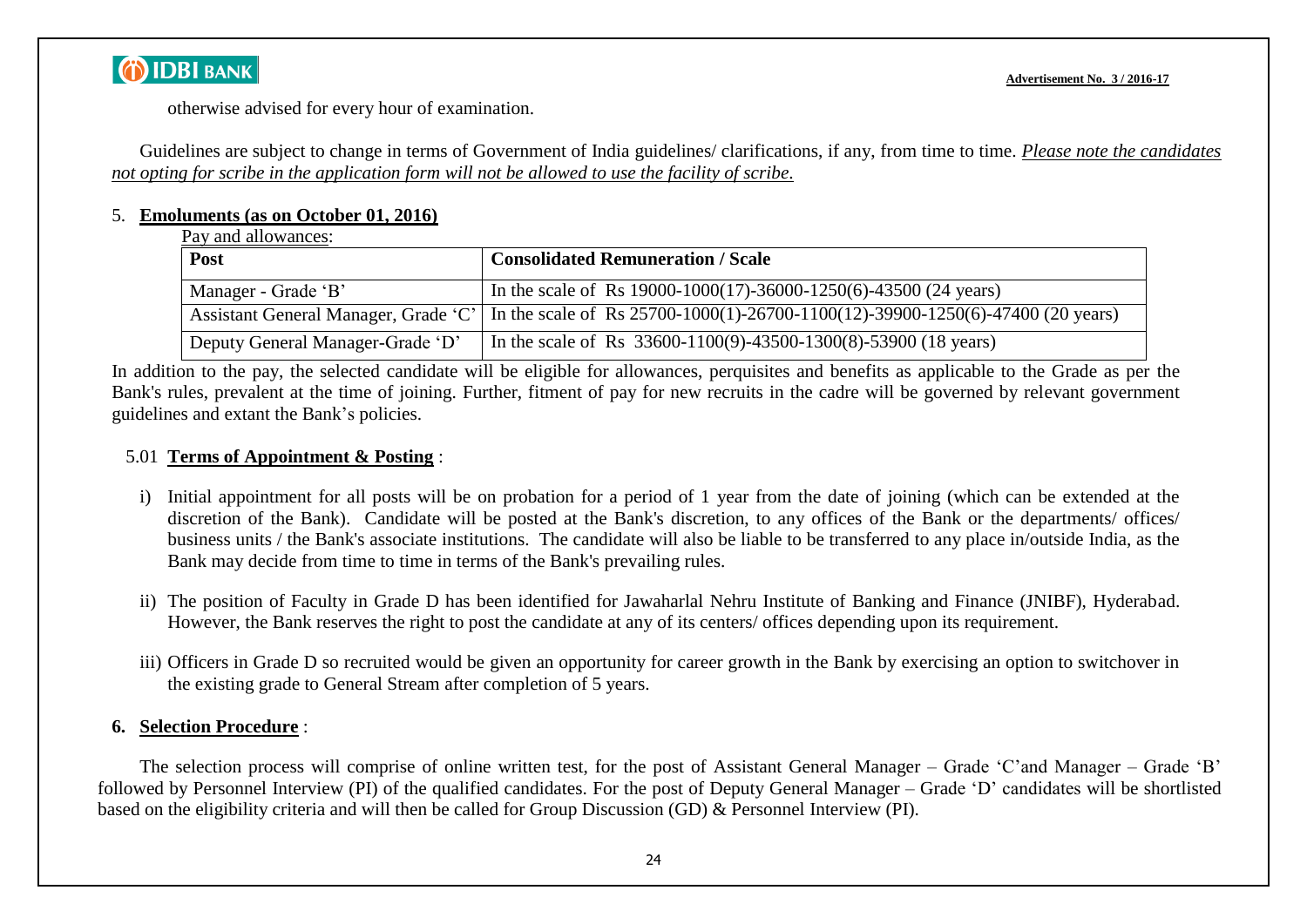otherwise advised for every hour of examination.

Guidelines are subject to change in terms of Government of India guidelines/ clarifications, if any, from time to time. *Please note the candidates not opting for scribe in the application form will not be allowed to use the facility of scribe.*

5. **Emoluments (as on October 01, 2016)**

Pay and allowances:

| Post | Consolidated Remuneration / Scale |
|---|---|
| Manager - Grade 'B' | In the scale of Rs 19000-1000(17)-36000-1250(6)-43500 (24 years) |
| Assistant General Manager, Grade 'C' | In the scale of Rs 25700-1000(1)-26700-1100(12)-39900-1250(6)-47400 (20 years) |
| Deputy General Manager-Grade 'D' | In the scale of Rs 33600-1100(9)-43500-1300(8)-53900 (18 years) |

In addition to the pay, the selected candidate will be eligible for allowances, perquisites and benefits as applicable to the Grade as per the Bank's rules, prevalent at the time of joining. Further, fitment of pay for new recruits in the cadre will be governed by relevant government guidelines and extant the Bank's policies.

5.01 **Terms of Appointment & Posting** :

i) Initial appointment for all posts will be on probation for a period of 1 year from the date of joining (which can be extended at the discretion of the Bank). Candidate will be posted at the Bank's discretion, to any offices of the Bank or the departments/ offices/ business units / the Bank's associate institutions. The candidate will also be liable to be transferred to any place in/outside India, as the Bank may decide from time to time in terms of the Bank's prevailing rules.

ii) The position of Faculty in Grade D has been identified for Jawaharlal Nehru Institute of Banking and Finance (JNIBF), Hyderabad. However, the Bank reserves the right to post the candidate at any of its centers/ offices depending upon its requirement.

iii) Officers in Grade D so recruited would be given an opportunity for career growth in the Bank by exercising an option to switchover in the existing grade to General Stream after completion of 5 years.

6. **Selection Procedure** :

The selection process will comprise of online written test, for the post of Assistant General Manager – Grade 'C'and Manager – Grade 'B' followed by Personnel Interview (PI) of the qualified candidates. For the post of Deputy General Manager – Grade 'D' candidates will be shortlisted based on the eligibility criteria and will then be called for Group Discussion (GD) & Personnel Interview (PI).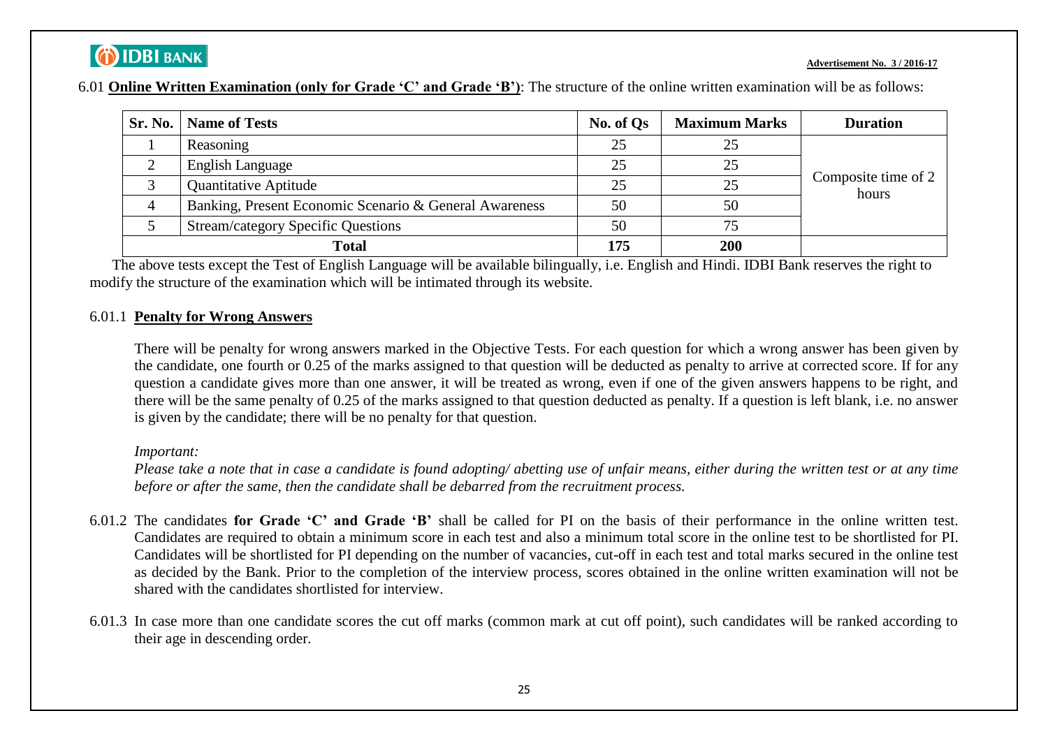6.01 **Online Written Examination (only for Grade 'C' and Grade 'B')**: The structure of the online written examination will be as follows:

| Sr. No. | Name of Tests | No. of Qs | Maximum Marks | Duration |
|---|---|---|---|---|
| 1 | Reasoning | 25 | 25 | Composite time of 2 hours |
| 2 | English Language | 25 | 25 | |
| 3 | Quantitative Aptitude | 25 | 25 | |
| 4 | Banking, Present Economic Scenario & General Awareness | 50 | 50 | |
| 5 | Stream/category Specific Questions | 50 | 75 | |
| **Total** | | **175** | **200** | |

The above tests except the Test of English Language will be available bilingually, i.e. English and Hindi. IDBI Bank reserves the right to modify the structure of the examination which will be intimated through its website.

6.01.1 **Penalty for Wrong Answers**

There will be penalty for wrong answers marked in the Objective Tests. For each question for which a wrong answer has been given by the candidate, one fourth or 0.25 of the marks assigned to that question will be deducted as penalty to arrive at corrected score. If for any question a candidate gives more than one answer, it will be treated as wrong, even if one of the given answers happens to be right, and there will be the same penalty of 0.25 of the marks assigned to that question deducted as penalty. If a question is left blank, i.e. no answer is given by the candidate; there will be no penalty for that question.

*Important:*

*Please take a note that in case a candidate is found adopting/ abetting use of unfair means, either during the written test or at any time before or after the same, then the candidate shall be debarred from the recruitment process.*

6.01.2 The candidates **for Grade 'C' and Grade 'B'** shall be called for PI on the basis of their performance in the online written test. Candidates are required to obtain a minimum score in each test and also a minimum total score in the online test to be shortlisted for PI. Candidates will be shortlisted for PI depending on the number of vacancies, cut-off in each test and total marks secured in the online test as decided by the Bank. Prior to the completion of the interview process, scores obtained in the online written examination will not be shared with the candidates shortlisted for interview.

6.01.3 In case more than one candidate scores the cut off marks (common mark at cut off point), such candidates will be ranked according to their age in descending order.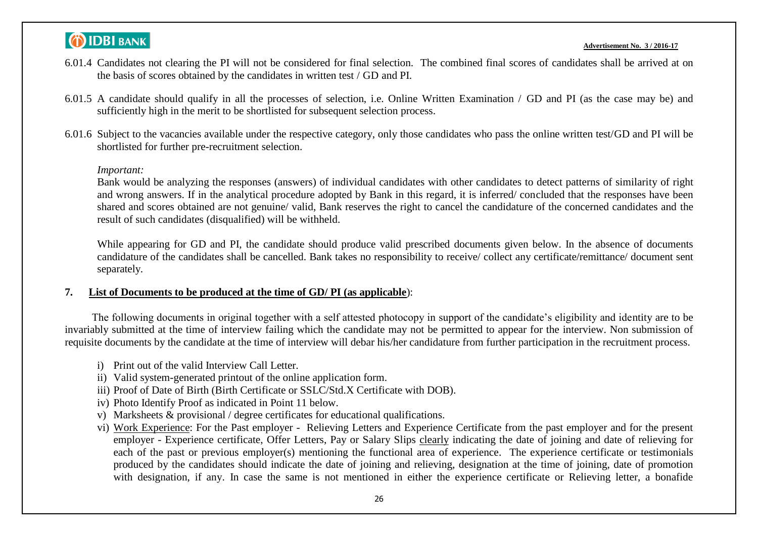6.01.4 Candidates not clearing the PI will not be considered for final selection. The combined final scores of candidates shall be arrived at on the basis of scores obtained by the candidates in written test / GD and PI.

6.01.5 A candidate should qualify in all the processes of selection, i.e. Online Written Examination / GD and PI (as the case may be) and sufficiently high in the merit to be shortlisted for subsequent selection process.

6.01.6 Subject to the vacancies available under the respective category, only those candidates who pass the online written test/GD and PI will be shortlisted for further pre-recruitment selection.

*Important:*

Bank would be analyzing the responses (answers) of individual candidates with other candidates to detect patterns of similarity of right and wrong answers. If in the analytical procedure adopted by Bank in this regard, it is inferred/ concluded that the responses have been shared and scores obtained are not genuine/ valid, Bank reserves the right to cancel the candidature of the concerned candidates and the result of such candidates (disqualified) will be withheld.

While appearing for GD and PI, the candidate should produce valid prescribed documents given below. In the absence of documents candidature of the candidates shall be cancelled. Bank takes no responsibility to receive/ collect any certificate/remittance/ document sent separately.

## 7. List of Documents to be produced at the time of GD/ PI (as applicable):

The following documents in original together with a self attested photocopy in support of the candidate's eligibility and identity are to be invariably submitted at the time of interview failing which the candidate may not be permitted to appear for the interview. Non submission of requisite documents by the candidate at the time of interview will debar his/her candidature from further participation in the recruitment process.

i) Print out of the valid Interview Call Letter.
ii) Valid system-generated printout of the online application form.
iii) Proof of Date of Birth (Birth Certificate or SSLC/Std.X Certificate with DOB).
iv) Photo Identify Proof as indicated in Point 11 below.
v) Marksheets & provisional / degree certificates for educational qualifications.
vi) Work Experience: For the Past employer - Relieving Letters and Experience Certificate from the past employer and for the present employer - Experience certificate, Offer Letters, Pay or Salary Slips clearly indicating the date of joining and date of relieving for each of the past or previous employer(s) mentioning the functional area of experience. The experience certificate or testimonials produced by the candidates should indicate the date of joining and relieving, designation at the time of joining, date of promotion with designation, if any. In case the same is not mentioned in either the experience certificate or Relieving letter, a bonafide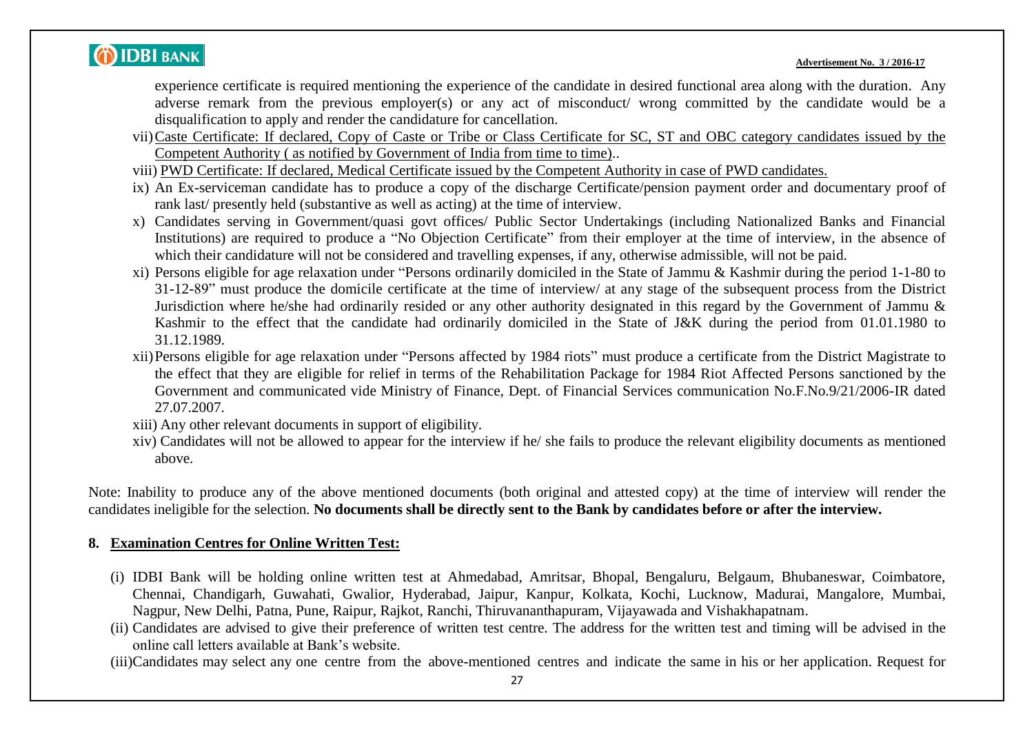experience certificate is required mentioning the experience of the candidate in desired functional area along with the duration. Any adverse remark from the previous employer(s) or any act of misconduct/ wrong committed by the candidate would be a disqualification to apply and render the candidature for cancellation.

vii) Caste Certificate: If declared, Copy of Caste or Tribe or Class Certificate for SC, ST and OBC category candidates issued by the Competent Authority ( as notified by Government of India from time to time)..

viii) PWD Certificate: If declared, Medical Certificate issued by the Competent Authority in case of PWD candidates.

ix) An Ex-serviceman candidate has to produce a copy of the discharge Certificate/pension payment order and documentary proof of rank last/ presently held (substantive as well as acting) at the time of interview.

x) Candidates serving in Government/quasi govt offices/ Public Sector Undertakings (including Nationalized Banks and Financial Institutions) are required to produce a "No Objection Certificate" from their employer at the time of interview, in the absence of which their candidature will not be considered and travelling expenses, if any, otherwise admissible, will not be paid.

xi) Persons eligible for age relaxation under "Persons ordinarily domiciled in the State of Jammu & Kashmir during the period 1-1-80 to 31-12-89" must produce the domicile certificate at the time of interview/ at any stage of the subsequent process from the District Jurisdiction where he/she had ordinarily resided or any other authority designated in this regard by the Government of Jammu & Kashmir to the effect that the candidate had ordinarily domiciled in the State of J&K during the period from 01.01.1980 to 31.12.1989.

xii) Persons eligible for age relaxation under "Persons affected by 1984 riots" must produce a certificate from the District Magistrate to the effect that they are eligible for relief in terms of the Rehabilitation Package for 1984 Riot Affected Persons sanctioned by the Government and communicated vide Ministry of Finance, Dept. of Financial Services communication No.F.No.9/21/2006-IR dated 27.07.2007.

xiii) Any other relevant documents in support of eligibility.

xiv) Candidates will not be allowed to appear for the interview if he/ she fails to produce the relevant eligibility documents as mentioned above.

Note: Inability to produce any of the above mentioned documents (both original and attested copy) at the time of interview will render the candidates ineligible for the selection. **No documents shall be directly sent to the Bank by candidates before or after the interview.**

## 8. Examination Centres for Online Written Test:

(i) IDBI Bank will be holding online written test at Ahmedabad, Amritsar, Bhopal, Bengaluru, Belgaum, Bhubaneswar, Coimbatore, Chennai, Chandigarh, Guwahati, Gwalior, Hyderabad, Jaipur, Kanpur, Kolkata, Kochi, Lucknow, Madurai, Mangalore, Mumbai, Nagpur, New Delhi, Patna, Pune, Raipur, Rajkot, Ranchi, Thiruvananthapuram, Vijayawada and Vishakhapatnam.

(ii) Candidates are advised to give their preference of written test centre. The address for the written test and timing will be advised in the online call letters available at Bank's website.

(iii) Candidates may select any one centre from the above-mentioned centres and indicate the same in his or her application. Request for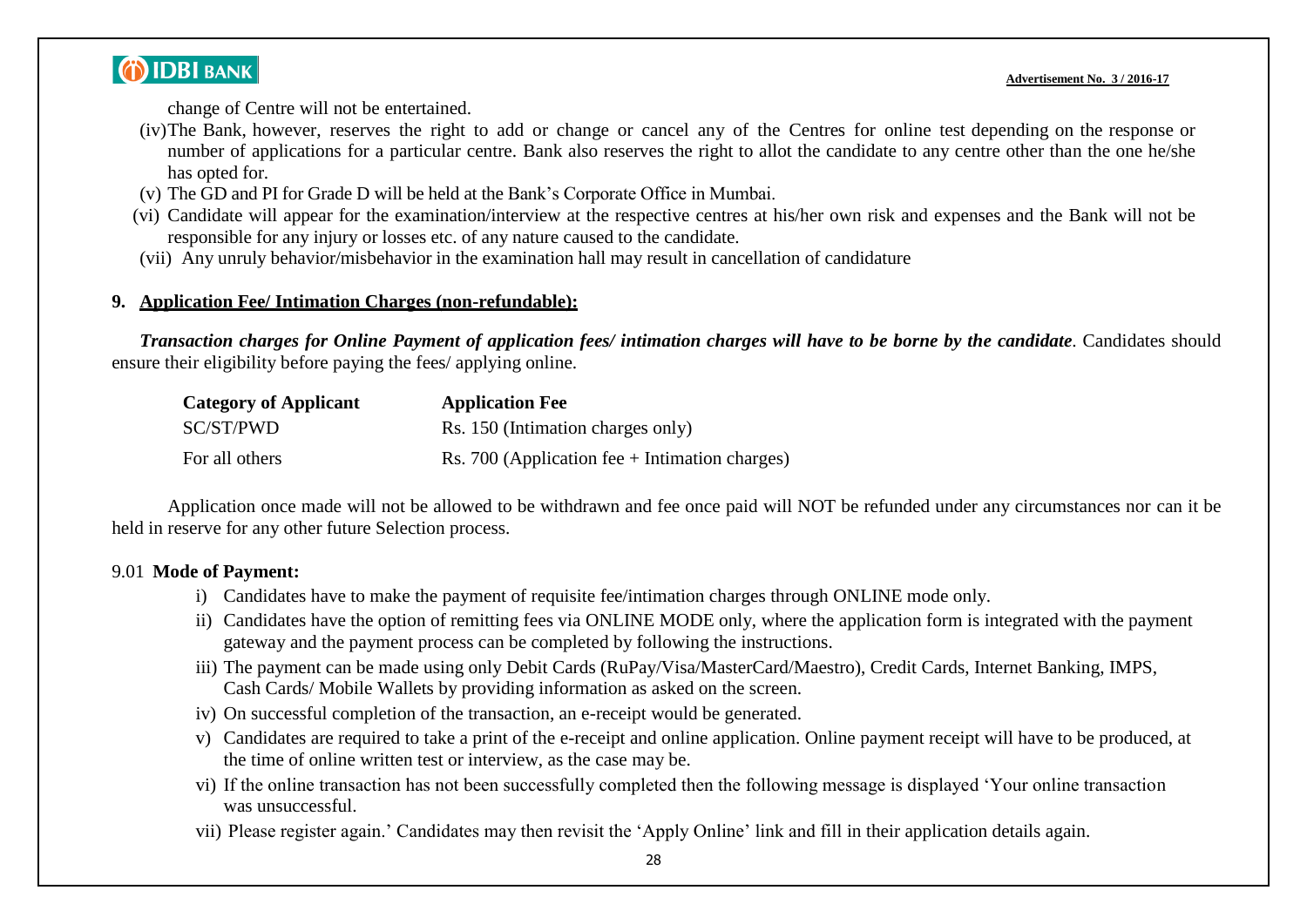change of Centre will not be entertained.

(iv) The Bank, however, reserves the right to add or change or cancel any of the Centres for online test depending on the response or number of applications for a particular centre. Bank also reserves the right to allot the candidate to any centre other than the one he/she has opted for.

(v) The GD and PI for Grade D will be held at the Bank's Corporate Office in Mumbai.

(vi) Candidate will appear for the examination/interview at the respective centres at his/her own risk and expenses and the Bank will not be responsible for any injury or losses etc. of any nature caused to the candidate.

(vii) Any unruly behavior/misbehavior in the examination hall may result in cancellation of candidature

## 9. Application Fee/ Intimation Charges (non-refundable):

***Transaction charges for Online Payment of application fees/ intimation charges will have to be borne by the candidate***. Candidates should ensure their eligibility before paying the fees/ applying online.

| Category of Applicant | Application Fee |
|---|---|
| SC/ST/PWD | Rs. 150 (Intimation charges only) |
| For all others | Rs. 700 (Application fee + Intimation charges) |

Application once made will not be allowed to be withdrawn and fee once paid will NOT be refunded under any circumstances nor can it be held in reserve for any other future Selection process.

9.01 **Mode of Payment:**

i) Candidates have to make the payment of requisite fee/intimation charges through ONLINE mode only.

ii) Candidates have the option of remitting fees via ONLINE MODE only, where the application form is integrated with the payment gateway and the payment process can be completed by following the instructions.

iii) The payment can be made using only Debit Cards (RuPay/Visa/MasterCard/Maestro), Credit Cards, Internet Banking, IMPS, Cash Cards/ Mobile Wallets by providing information as asked on the screen.

iv) On successful completion of the transaction, an e-receipt would be generated.

v) Candidates are required to take a print of the e-receipt and online application. Online payment receipt will have to be produced, at the time of online written test or interview, as the case may be.

vi) If the online transaction has not been successfully completed then the following message is displayed 'Your online transaction was unsuccessful.

vii) Please register again.' Candidates may then revisit the 'Apply Online' link and fill in their application details again.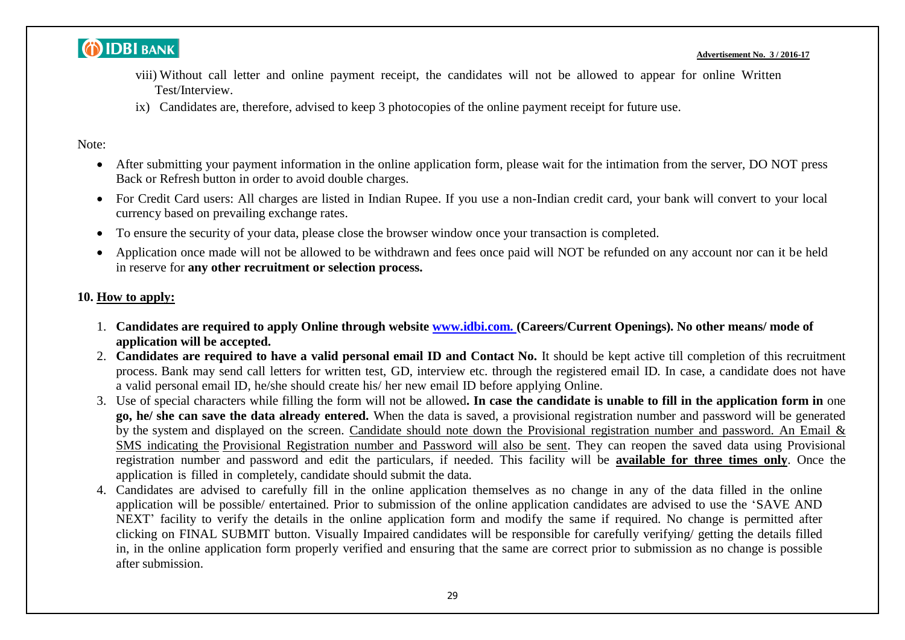viii) Without call letter and online payment receipt, the candidates will not be allowed to appear for online Written Test/Interview.

ix) Candidates are, therefore, advised to keep 3 photocopies of the online payment receipt for future use.

Note:

- After submitting your payment information in the online application form, please wait for the intimation from the server, DO NOT press Back or Refresh button in order to avoid double charges.
- For Credit Card users: All charges are listed in Indian Rupee. If you use a non-Indian credit card, your bank will convert to your local currency based on prevailing exchange rates.
- To ensure the security of your data, please close the browser window once your transaction is completed.
- Application once made will not be allowed to be withdrawn and fees once paid will NOT be refunded on any account nor can it be held in reserve for **any other recruitment or selection process.**

## 10. How to apply:

1. **Candidates are required to apply Online through website [www.idbi.com.](http://www.idbi.com) (Careers/Current Openings). No other means/ mode of application will be accepted.**
2. **Candidates are required to have a valid personal email ID and Contact No.** It should be kept active till completion of this recruitment process. Bank may send call letters for written test, GD, interview etc. through the registered email ID. In case, a candidate does not have a valid personal email ID, he/she should create his/ her new email ID before applying Online.
3. Use of special characters while filling the form will not be allowed**. In case the candidate is unable to fill in the application form in** one **go, he/ she can save the data already entered.** When the data is saved, a provisional registration number and password will be generated by the system and displayed on the screen. Candidate should note down the Provisional registration number and password. An Email & SMS indicating the Provisional Registration number and Password will also be sent. They can reopen the saved data using Provisional registration number and password and edit the particulars, if needed. This facility will be **available for three times only**. Once the application is filled in completely, candidate should submit the data.
4. Candidates are advised to carefully fill in the online application themselves as no change in any of the data filled in the online application will be possible/ entertained. Prior to submission of the online application candidates are advised to use the 'SAVE AND NEXT' facility to verify the details in the online application form and modify the same if required. No change is permitted after clicking on FINAL SUBMIT button. Visually Impaired candidates will be responsible for carefully verifying/ getting the details filled in, in the online application form properly verified and ensuring that the same are correct prior to submission as no change is possible after submission.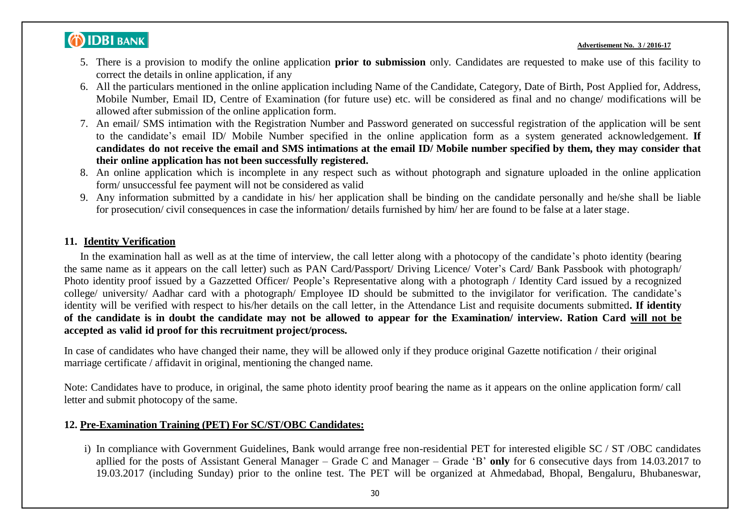5. There is a provision to modify the online application **prior to submission** only. Candidates are requested to make use of this facility to correct the details in online application, if any
6. All the particulars mentioned in the online application including Name of the Candidate, Category, Date of Birth, Post Applied for, Address, Mobile Number, Email ID, Centre of Examination (for future use) etc. will be considered as final and no change/ modifications will be allowed after submission of the online application form.
7. An email/ SMS intimation with the Registration Number and Password generated on successful registration of the application will be sent to the candidate's email ID/ Mobile Number specified in the online application form as a system generated acknowledgement. **If candidates do not receive the email and SMS intimations at the email ID/ Mobile number specified by them, they may consider that their online application has not been successfully registered.**
8. An online application which is incomplete in any respect such as without photograph and signature uploaded in the online application form/ unsuccessful fee payment will not be considered as valid
9. Any information submitted by a candidate in his/ her application shall be binding on the candidate personally and he/she shall be liable for prosecution/ civil consequences in case the information/ details furnished by him/ her are found to be false at a later stage.

## 11. Identity Verification

In the examination hall as well as at the time of interview, the call letter along with a photocopy of the candidate's photo identity (bearing the same name as it appears on the call letter) such as PAN Card/Passport/ Driving Licence/ Voter's Card/ Bank Passbook with photograph/ Photo identity proof issued by a Gazzetted Officer/ People's Representative along with a photograph / Identity Card issued by a recognized college/ university/ Aadhar card with a photograph/ Employee ID should be submitted to the invigilator for verification. The candidate's identity will be verified with respect to his/her details on the call letter, in the Attendance List and requisite documents submitted**. If identity of the candidate is in doubt the candidate may not be allowed to appear for the Examination/ interview. Ration Card will not be accepted as valid id proof for this recruitment project/process.**

In case of candidates who have changed their name, they will be allowed only if they produce original Gazette notification / their original marriage certificate / affidavit in original, mentioning the changed name.

Note: Candidates have to produce, in original, the same photo identity proof bearing the name as it appears on the online application form/ call letter and submit photocopy of the same.

## 12. Pre-Examination Training (PET) For SC/ST/OBC Candidates:

i) In compliance with Government Guidelines, Bank would arrange free non-residential PET for interested eligible SC / ST /OBC candidates apllied for the posts of Assistant General Manager – Grade C and Manager – Grade 'B' **only** for 6 consecutive days from 14.03.2017 to 19.03.2017 (including Sunday) prior to the online test. The PET will be organized at Ahmedabad, Bhopal, Bengaluru, Bhubaneswar,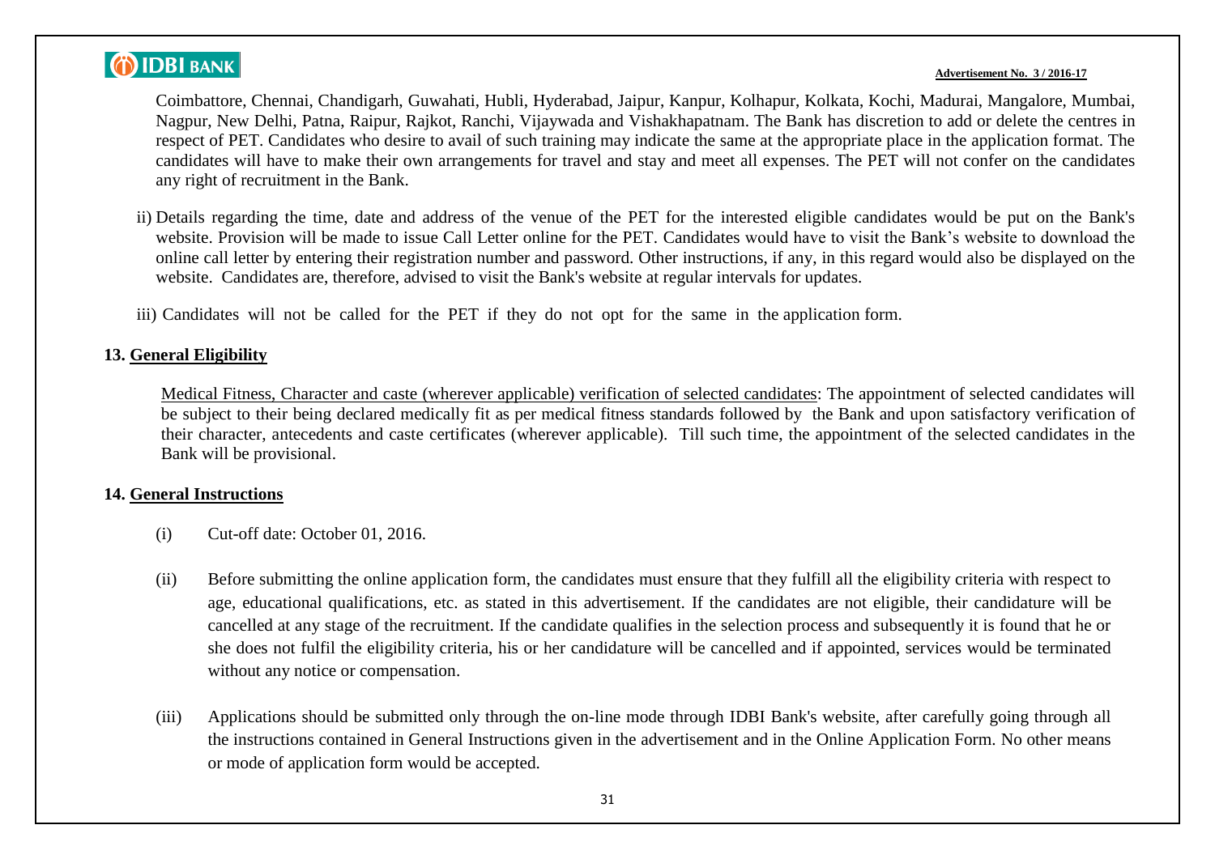Coimbattore, Chennai, Chandigarh, Guwahati, Hubli, Hyderabad, Jaipur, Kanpur, Kolhapur, Kolkata, Kochi, Madurai, Mangalore, Mumbai, Nagpur, New Delhi, Patna, Raipur, Rajkot, Ranchi, Vijaywada and Vishakhapatnam. The Bank has discretion to add or delete the centres in respect of PET. Candidates who desire to avail of such training may indicate the same at the appropriate place in the application format. The candidates will have to make their own arrangements for travel and stay and meet all expenses. The PET will not confer on the candidates any right of recruitment in the Bank.

ii) Details regarding the time, date and address of the venue of the PET for the interested eligible candidates would be put on the Bank's website. Provision will be made to issue Call Letter online for the PET. Candidates would have to visit the Bank's website to download the online call letter by entering their registration number and password. Other instructions, if any, in this regard would also be displayed on the website. Candidates are, therefore, advised to visit the Bank's website at regular intervals for updates.

iii) Candidates will not be called for the PET if they do not opt for the same in the application form.

## 13. General Eligibility

Medical Fitness, Character and caste (wherever applicable) verification of selected candidates: The appointment of selected candidates will be subject to their being declared medically fit as per medical fitness standards followed by the Bank and upon satisfactory verification of their character, antecedents and caste certificates (wherever applicable). Till such time, the appointment of the selected candidates in the Bank will be provisional.

## 14. General Instructions

(i) Cut-off date: October 01, 2016.

(ii) Before submitting the online application form, the candidates must ensure that they fulfill all the eligibility criteria with respect to age, educational qualifications, etc. as stated in this advertisement. If the candidates are not eligible, their candidature will be cancelled at any stage of the recruitment. If the candidate qualifies in the selection process and subsequently it is found that he or she does not fulfil the eligibility criteria, his or her candidature will be cancelled and if appointed, services would be terminated without any notice or compensation.

(iii) Applications should be submitted only through the on-line mode through IDBI Bank's website, after carefully going through all the instructions contained in General Instructions given in the advertisement and in the Online Application Form. No other means or mode of application form would be accepted.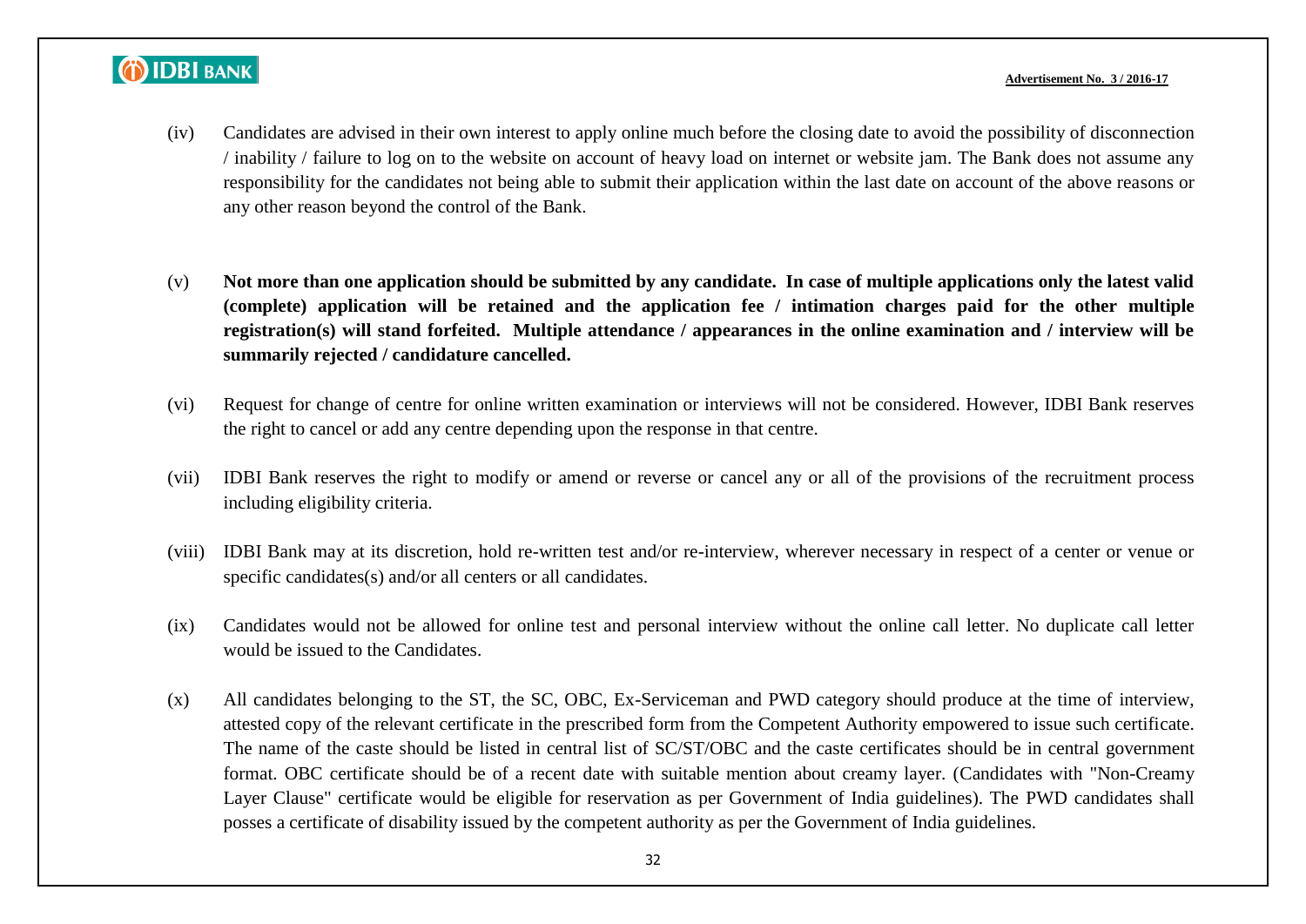(iv) Candidates are advised in their own interest to apply online much before the closing date to avoid the possibility of disconnection / inability / failure to log on to the website on account of heavy load on internet or website jam. The Bank does not assume any responsibility for the candidates not being able to submit their application within the last date on account of the above reasons or any other reason beyond the control of the Bank.

(v) **Not more than one application should be submitted by any candidate. In case of multiple applications only the latest valid (complete) application will be retained and the application fee / intimation charges paid for the other multiple registration(s) will stand forfeited. Multiple attendance / appearances in the online examination and / interview will be summarily rejected / candidature cancelled.**

(vi) Request for change of centre for online written examination or interviews will not be considered. However, IDBI Bank reserves the right to cancel or add any centre depending upon the response in that centre.

(vii) IDBI Bank reserves the right to modify or amend or reverse or cancel any or all of the provisions of the recruitment process including eligibility criteria.

(viii) IDBI Bank may at its discretion, hold re-written test and/or re-interview, wherever necessary in respect of a center or venue or specific candidates(s) and/or all centers or all candidates.

(ix) Candidates would not be allowed for online test and personal interview without the online call letter. No duplicate call letter would be issued to the Candidates.

(x) All candidates belonging to the ST, the SC, OBC, Ex-Serviceman and PWD category should produce at the time of interview, attested copy of the relevant certificate in the prescribed form from the Competent Authority empowered to issue such certificate. The name of the caste should be listed in central list of SC/ST/OBC and the caste certificates should be in central government format. OBC certificate should be of a recent date with suitable mention about creamy layer. (Candidates with "Non-Creamy Layer Clause" certificate would be eligible for reservation as per Government of India guidelines). The PWD candidates shall posses a certificate of disability issued by the competent authority as per the Government of India guidelines.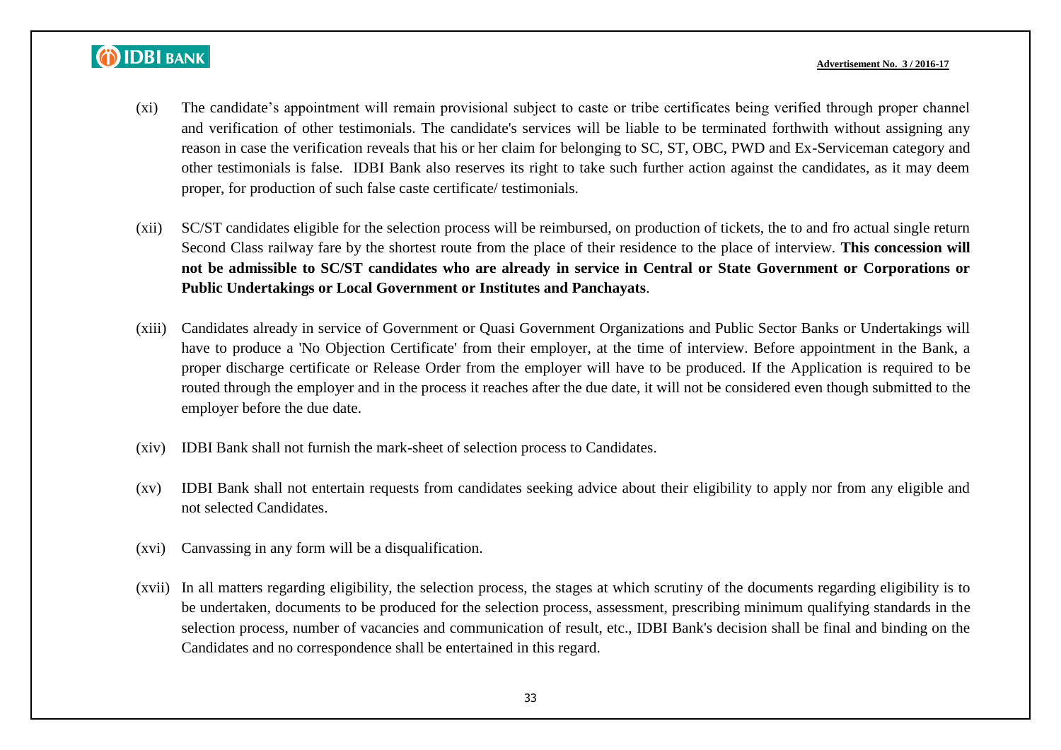(xi) The candidate's appointment will remain provisional subject to caste or tribe certificates being verified through proper channel and verification of other testimonials. The candidate's services will be liable to be terminated forthwith without assigning any reason in case the verification reveals that his or her claim for belonging to SC, ST, OBC, PWD and Ex-Serviceman category and other testimonials is false. IDBI Bank also reserves its right to take such further action against the candidates, as it may deem proper, for production of such false caste certificate/ testimonials.

(xii) SC/ST candidates eligible for the selection process will be reimbursed, on production of tickets, the to and fro actual single return Second Class railway fare by the shortest route from the place of their residence to the place of interview. **This concession will not be admissible to SC/ST candidates who are already in service in Central or State Government or Corporations or Public Undertakings or Local Government or Institutes and Panchayats**.

(xiii) Candidates already in service of Government or Quasi Government Organizations and Public Sector Banks or Undertakings will have to produce a 'No Objection Certificate' from their employer, at the time of interview. Before appointment in the Bank, a proper discharge certificate or Release Order from the employer will have to be produced. If the Application is required to be routed through the employer and in the process it reaches after the due date, it will not be considered even though submitted to the employer before the due date.

(xiv) IDBI Bank shall not furnish the mark-sheet of selection process to Candidates.

(xv) IDBI Bank shall not entertain requests from candidates seeking advice about their eligibility to apply nor from any eligible and not selected Candidates.

(xvi) Canvassing in any form will be a disqualification.

(xvii) In all matters regarding eligibility, the selection process, the stages at which scrutiny of the documents regarding eligibility is to be undertaken, documents to be produced for the selection process, assessment, prescribing minimum qualifying standards in the selection process, number of vacancies and communication of result, etc., IDBI Bank's decision shall be final and binding on the Candidates and no correspondence shall be entertained in this regard.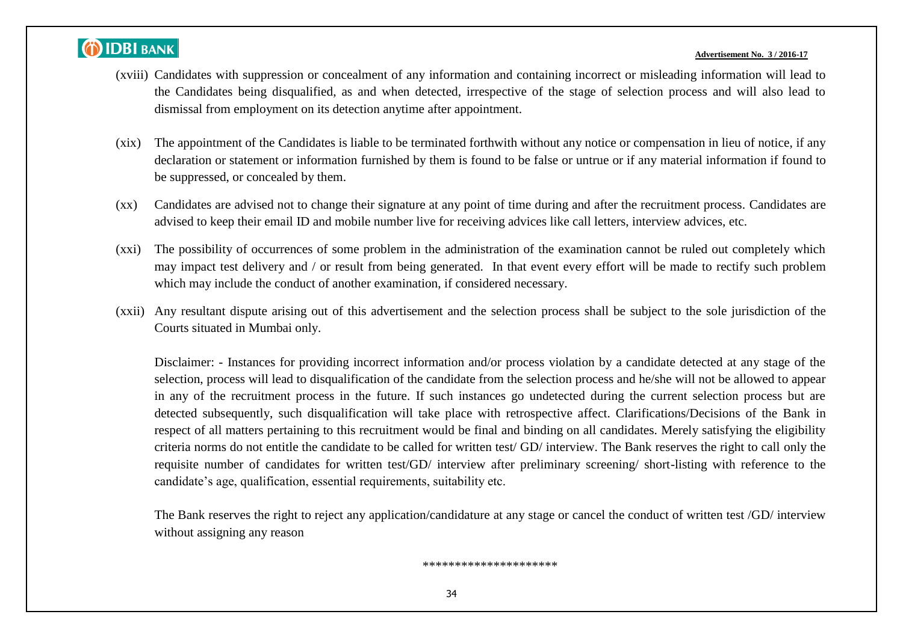(xviii) Candidates with suppression or concealment of any information and containing incorrect or misleading information will lead to the Candidates being disqualified, as and when detected, irrespective of the stage of selection process and will also lead to dismissal from employment on its detection anytime after appointment.

(xix) The appointment of the Candidates is liable to be terminated forthwith without any notice or compensation in lieu of notice, if any declaration or statement or information furnished by them is found to be false or untrue or if any material information if found to be suppressed, or concealed by them.

(xx) Candidates are advised not to change their signature at any point of time during and after the recruitment process. Candidates are advised to keep their email ID and mobile number live for receiving advices like call letters, interview advices, etc.

(xxi) The possibility of occurrences of some problem in the administration of the examination cannot be ruled out completely which may impact test delivery and / or result from being generated. In that event every effort will be made to rectify such problem which may include the conduct of another examination, if considered necessary.

(xxii) Any resultant dispute arising out of this advertisement and the selection process shall be subject to the sole jurisdiction of the Courts situated in Mumbai only.

Disclaimer: - Instances for providing incorrect information and/or process violation by a candidate detected at any stage of the selection, process will lead to disqualification of the candidate from the selection process and he/she will not be allowed to appear in any of the recruitment process in the future. If such instances go undetected during the current selection process but are detected subsequently, such disqualification will take place with retrospective affect. Clarifications/Decisions of the Bank in respect of all matters pertaining to this recruitment would be final and binding on all candidates. Merely satisfying the eligibility criteria norms do not entitle the candidate to be called for written test/ GD/ interview. The Bank reserves the right to call only the requisite number of candidates for written test/GD/ interview after preliminary screening/ short-listing with reference to the candidate's age, qualification, essential requirements, suitability etc.

The Bank reserves the right to reject any application/candidature at any stage or cancel the conduct of written test /GD/ interview without assigning any reason

********************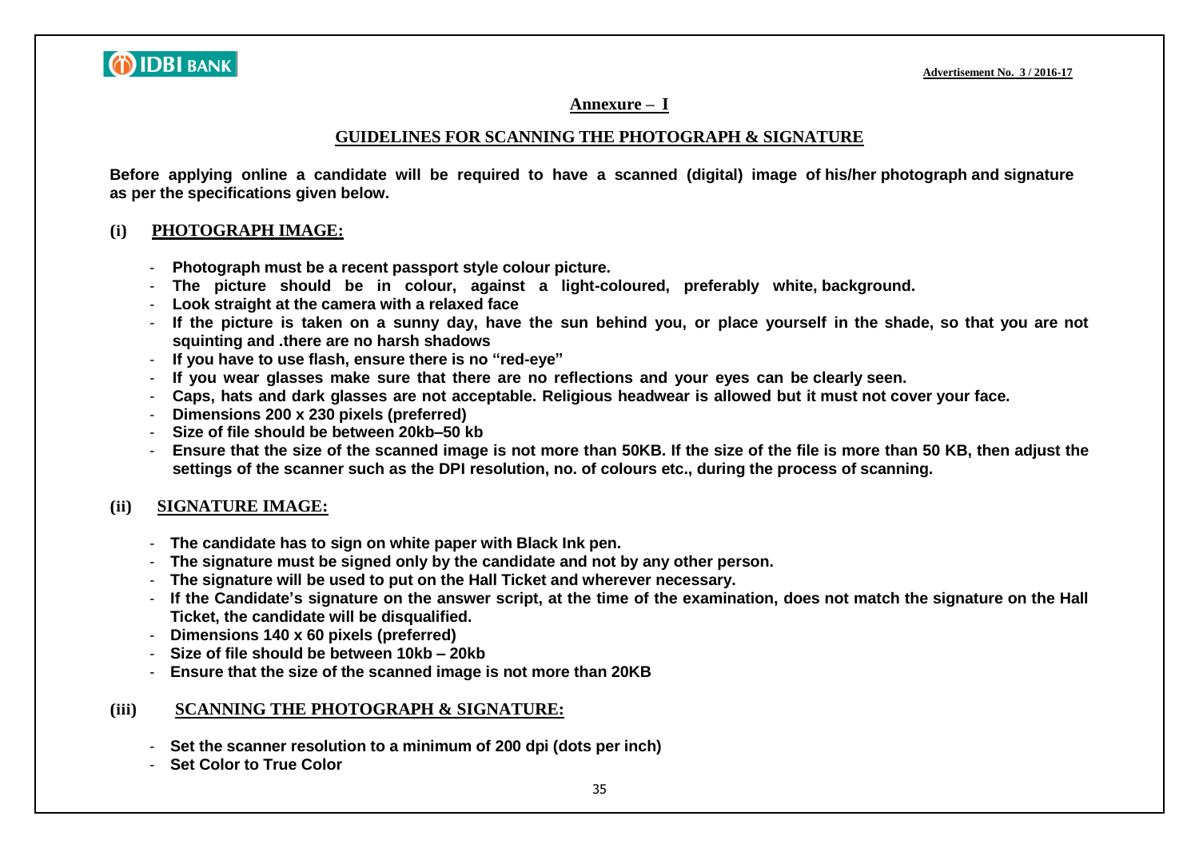Advertisement No. 3 / 2016-17

## Annexure – I

## GUIDELINES FOR SCANNING THE PHOTOGRAPH & SIGNATURE

**Before applying online a candidate will be required to have a scanned (digital) image of his/her photograph and signature as per the specifications given below.**

### (i) PHOTOGRAPH IMAGE:

- **Photograph must be a recent passport style colour picture.**
- **The picture should be in colour, against a light-coloured, preferably white, background.**
- **Look straight at the camera with a relaxed face**
- **If the picture is taken on a sunny day, have the sun behind you, or place yourself in the shade, so that you are not squinting and .there are no harsh shadows**
- **If you have to use flash, ensure there is no "red-eye"**
- **If you wear glasses make sure that there are no reflections and your eyes can be clearly seen.**
- **Caps, hats and dark glasses are not acceptable. Religious headwear is allowed but it must not cover your face.**
- **Dimensions 200 x 230 pixels (preferred)**
- **Size of file should be between 20kb–50 kb**
- **Ensure that the size of the scanned image is not more than 50KB. If the size of the file is more than 50 KB, then adjust the settings of the scanner such as the DPI resolution, no. of colours etc., during the process of scanning.**

### (ii) SIGNATURE IMAGE:

- **The candidate has to sign on white paper with Black Ink pen.**
- **The signature must be signed only by the candidate and not by any other person.**
- **The signature will be used to put on the Hall Ticket and wherever necessary.**
- **If the Candidate's signature on the answer script, at the time of the examination, does not match the signature on the Hall Ticket, the candidate will be disqualified.**
- **Dimensions 140 x 60 pixels (preferred)**
- **Size of file should be between 10kb – 20kb**
- **Ensure that the size of the scanned image is not more than 20KB**

### (iii) SCANNING THE PHOTOGRAPH & SIGNATURE:

- **Set the scanner resolution to a minimum of 200 dpi (dots per inch)**
- **Set Color to True Color**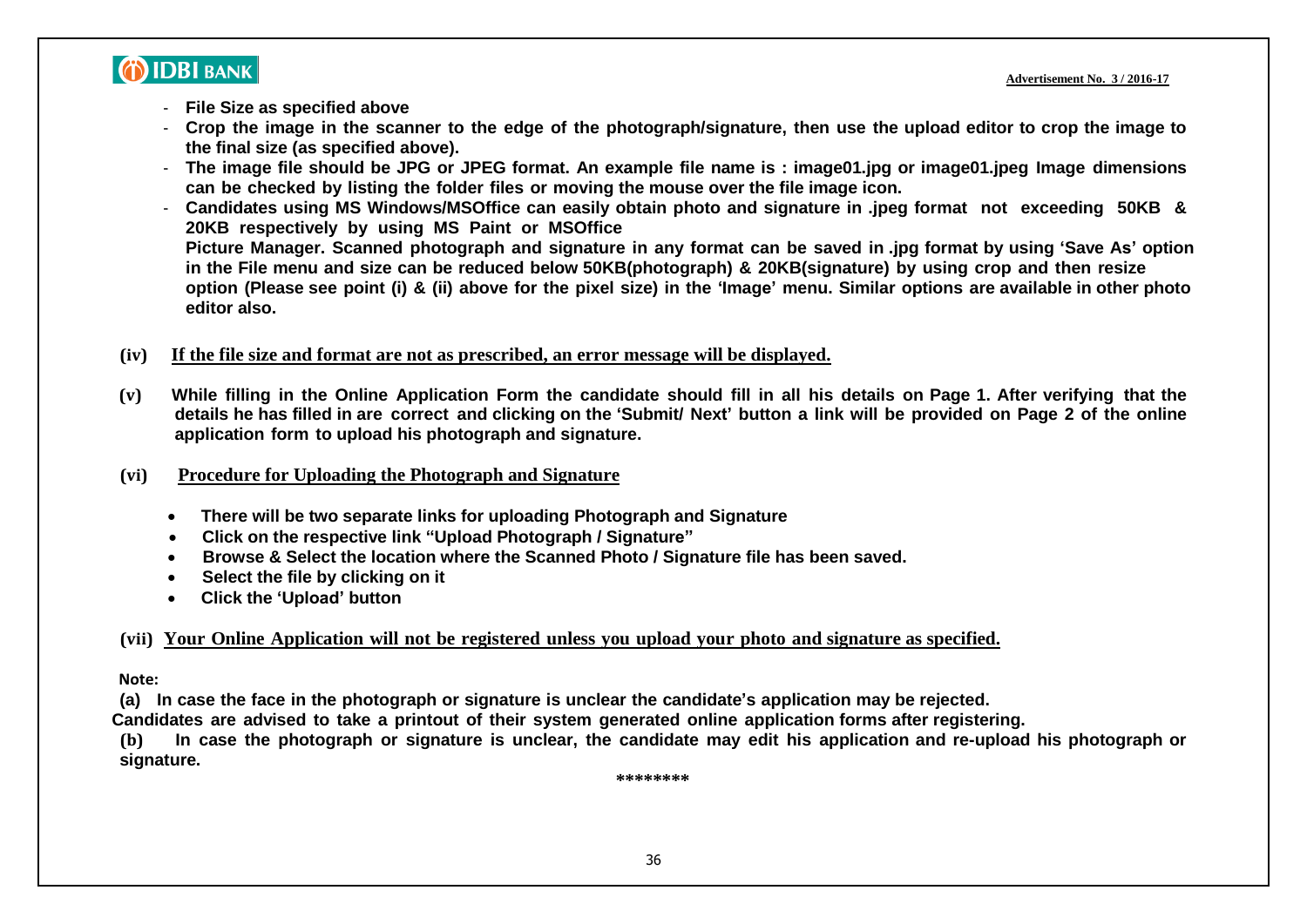- **File Size as specified above**
- **Crop the image in the scanner to the edge of the photograph/signature, then use the upload editor to crop the image to the final size (as specified above).**
- **The image file should be JPG or JPEG format. An example file name is : image01.jpg or image01.jpeg Image dimensions can be checked by listing the folder files or moving the mouse over the file image icon.**
- **Candidates using MS Windows/MSOffice can easily obtain photo and signature in .jpeg format not exceeding 50KB & 20KB respectively by using MS Paint or MSOffice Picture Manager. Scanned photograph and signature in any format can be saved in .jpg format by using 'Save As' option in the File menu and size can be reduced below 50KB(photograph) & 20KB(signature) by using crop and then resize option (Please see point (i) & (ii) above for the pixel size) in the 'Image' menu. Similar options are available in other photo editor also.**

**(iv) <u>If the file size and format are not as prescribed, an error message will be displayed.</u>**

**(v) While filling in the Online Application Form the candidate should fill in all his details on Page 1. After verifying that the details he has filled in are correct and clicking on the 'Submit/ Next' button a link will be provided on Page 2 of the online application form to upload his photograph and signature.**

**(vi) <u>Procedure for Uploading the Photograph and Signature</u>**

- **There will be two separate links for uploading Photograph and Signature**
- **Click on the respective link "Upload Photograph / Signature"**
- **Browse & Select the location where the Scanned Photo / Signature file has been saved.**
- **Select the file by clicking on it**
- **Click the 'Upload' button**

**(vii) <u>Your Online Application will not be registered unless you upload your photo and signature as specified.</u>**

**Note:**

**(a) In case the face in the photograph or signature is unclear the candidate's application may be rejected.**
**Candidates are advised to take a printout of their system generated online application forms after registering.**

**(b) In case the photograph or signature is unclear, the candidate may edit his application and re-upload his photograph or signature.**

********